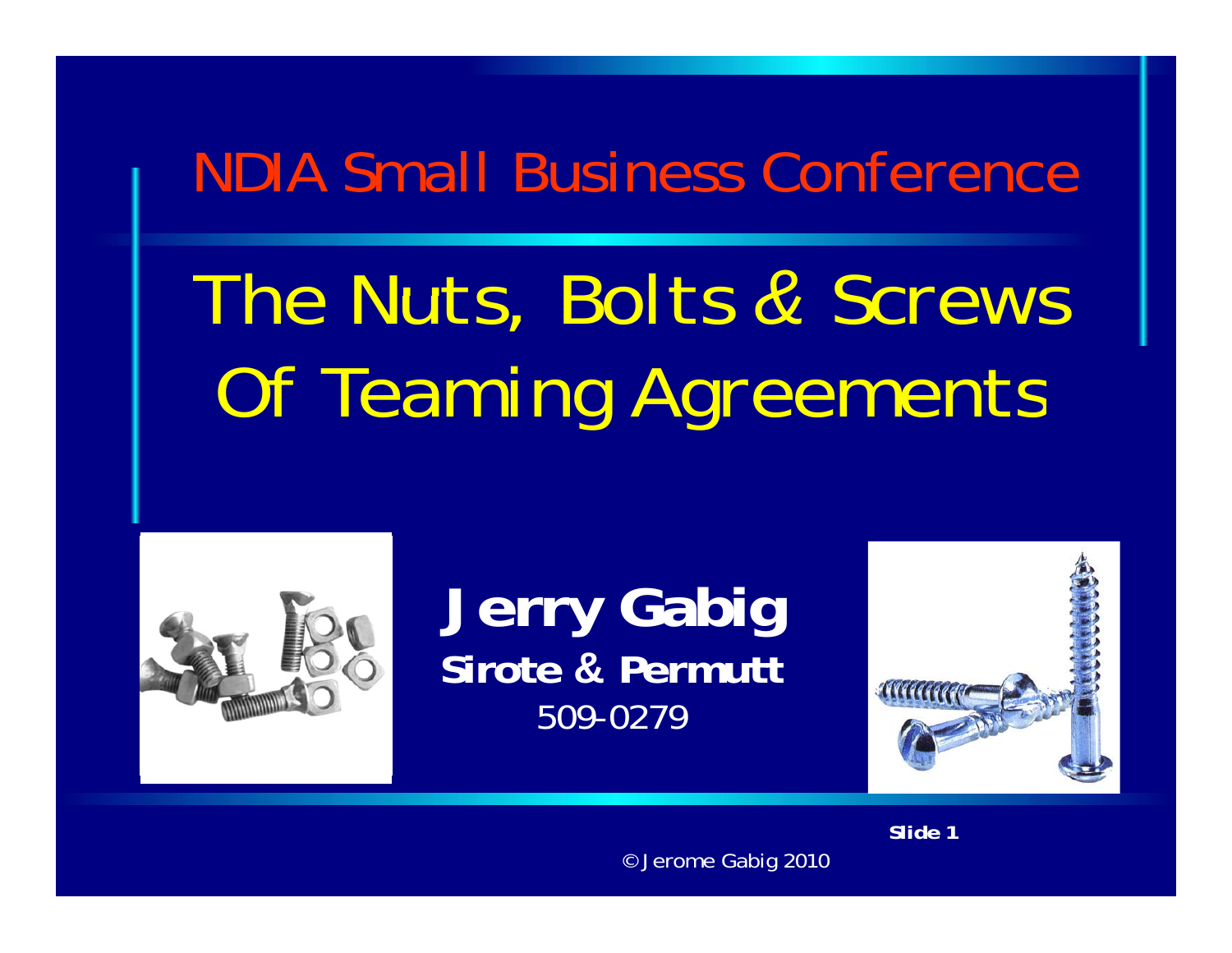NDIA Small Business Conference

# The Nuts, Bolts & Screws Of Teaming Agreements

**Jerry Gabig**

**Sirote & Permutt**

509-0279

**Slide 1**

© Jerome Gabig 2010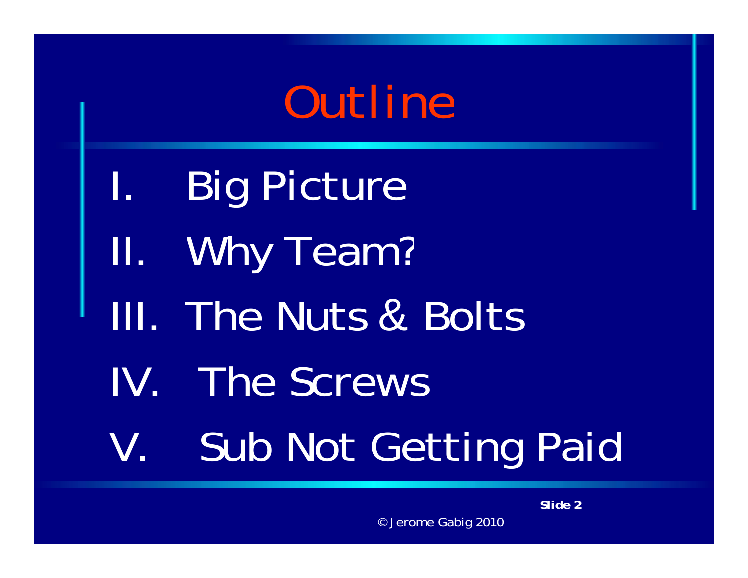# Outline

I. Big Picture

II. Why Team?

III. The Nuts & Bolts

IV. The Screws

V. Sub Not Getting Paid

© Jerome Gabig 2010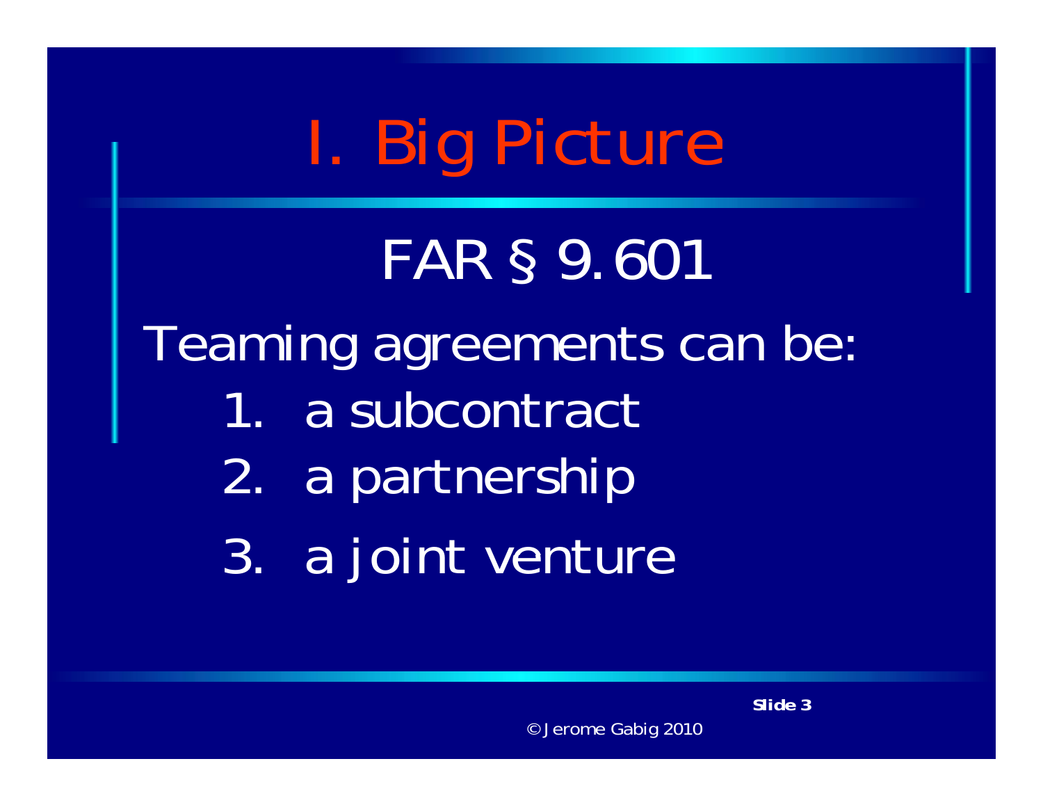# I. Big Picture

## FAR § 9.601

Teaming agreements can be:

1. a subcontract
2. a partnership
3. a joint venture

© Jerome Gabig 2010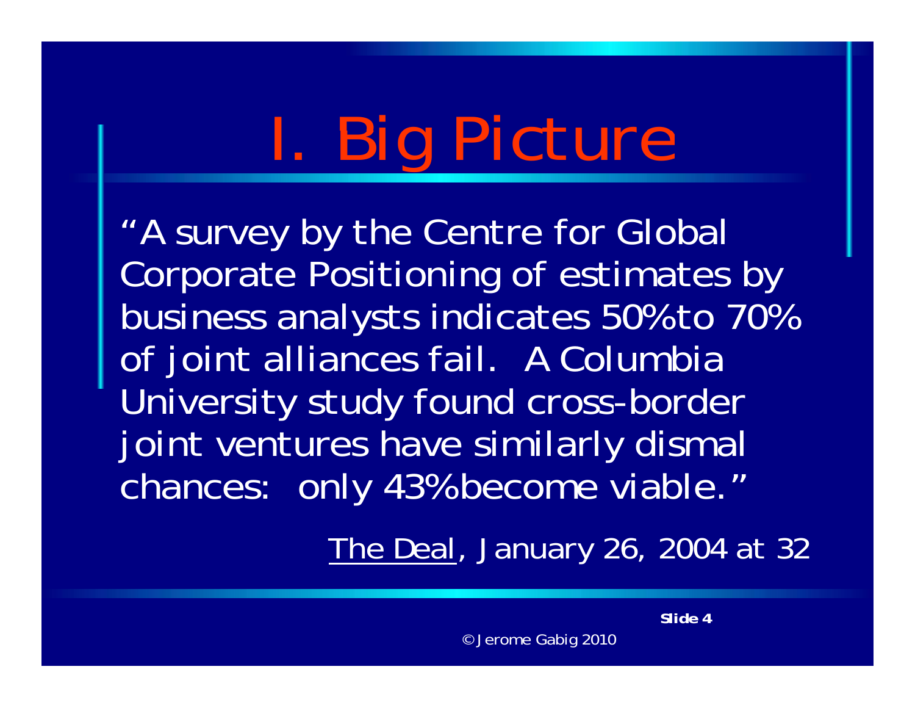# I. Big Picture

"A survey by the Centre for Global Corporate Positioning of estimates by business analysts indicates 50% to 70% of joint alliances fail. A Columbia University study found cross-border joint ventures have similarly dismal chances: only 43% become viable."

The Deal, January 26, 2004 at 32

© Jerome Gabig 2010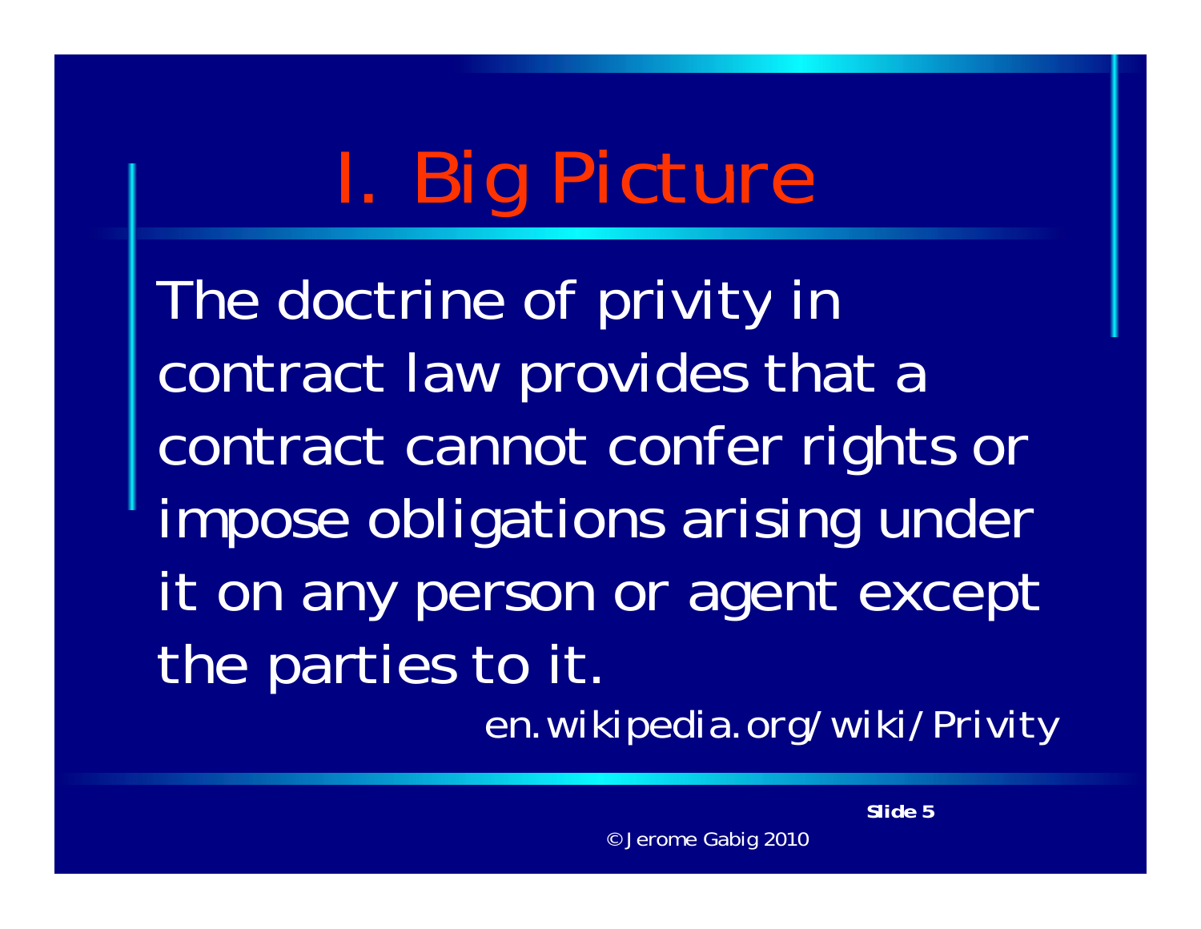# I. Big Picture

The doctrine of privity in contract law provides that a contract cannot confer rights or impose obligations arising under it on any person or agent except the parties to it.

en.wikipedia.org/wiki/Privity

© Jerome Gabig 2010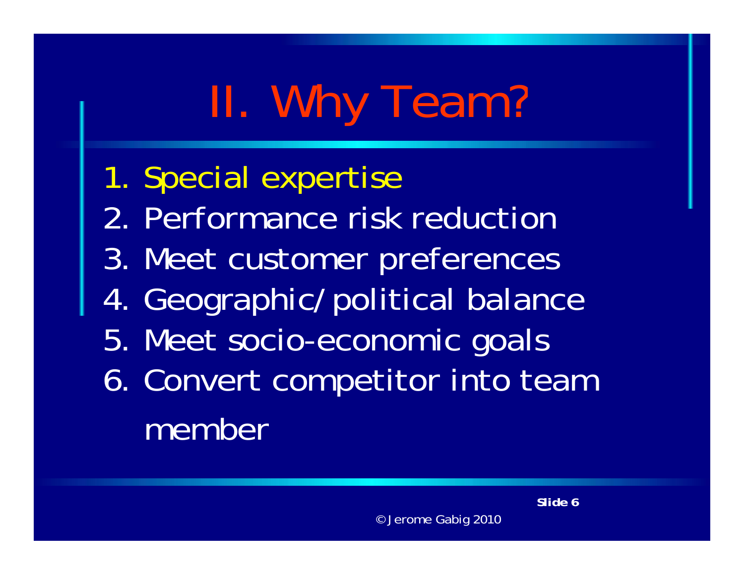# II. Why Team?

1. Special expertise
2. Performance risk reduction
3. Meet customer preferences
4. Geographic/political balance
5. Meet socio-economic goals
6. Convert competitor into team member

© Jerome Gabig 2010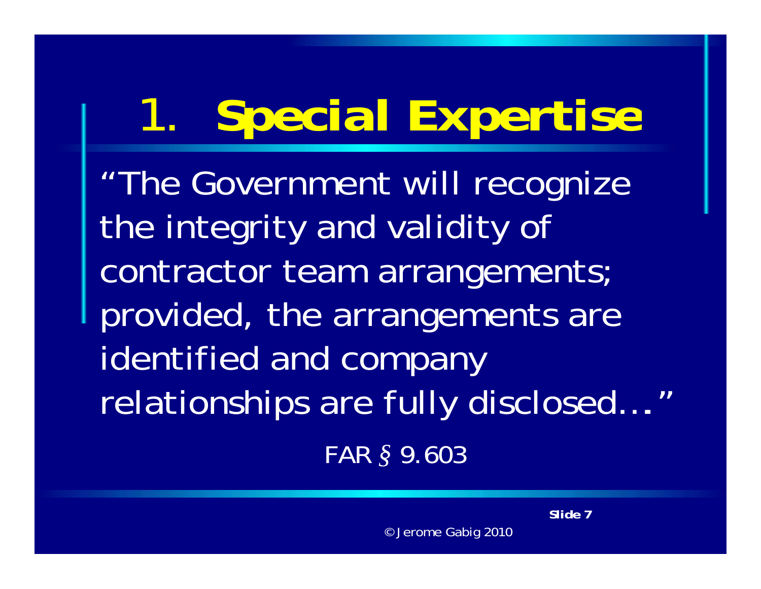# 1. **Special Expertise**

"The Government will recognize the integrity and validity of contractor team arrangements; provided, the arrangements are identified and company relationships are fully disclosed…"

FAR § 9.603

© Jerome Gabig 2010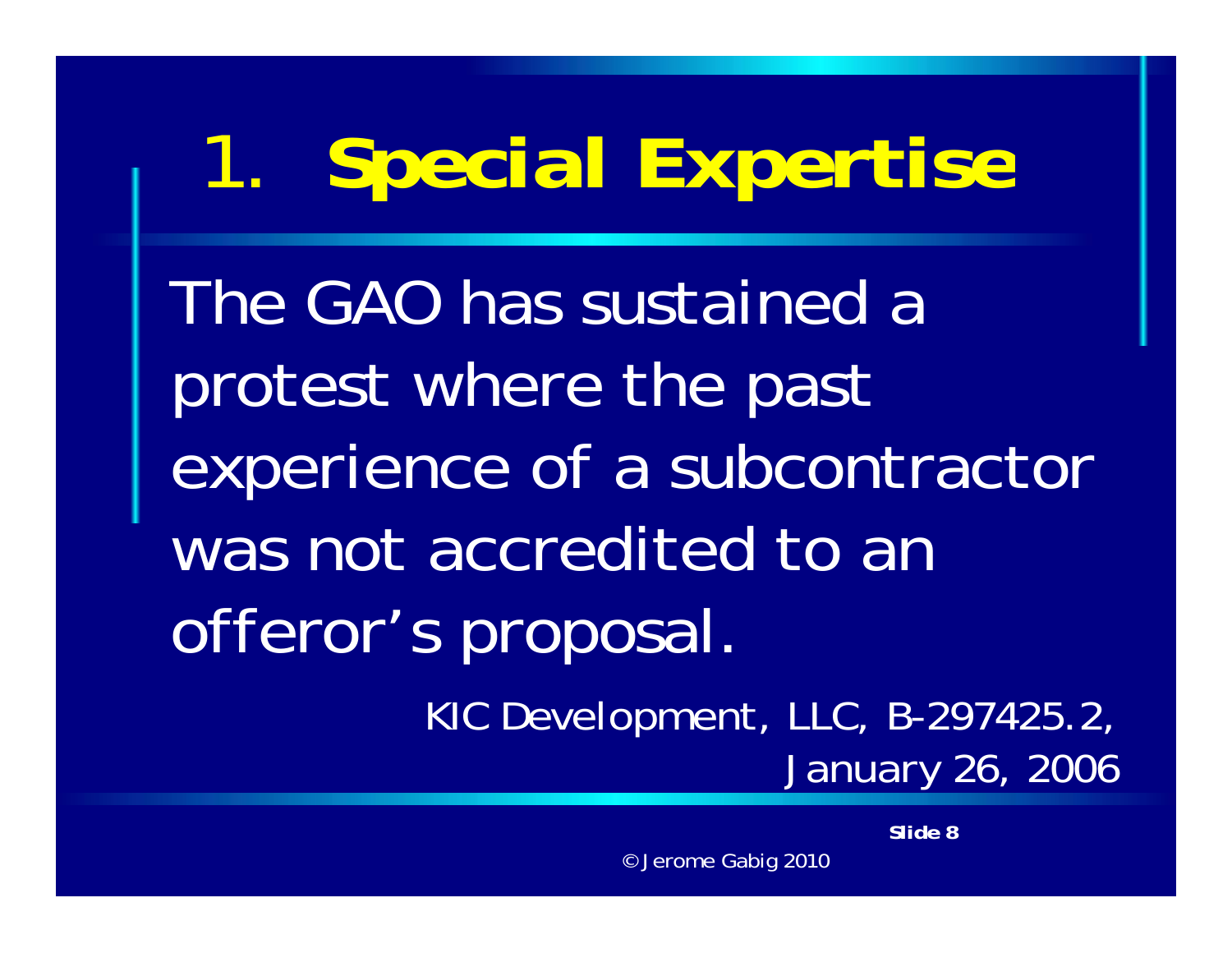# 1. **Special Expertise**

The GAO has sustained a protest where the past experience of a subcontractor was not accredited to an offeror's proposal.

KIC Development, LLC, B-297425.2, January 26, 2006

© Jerome Gabig 2010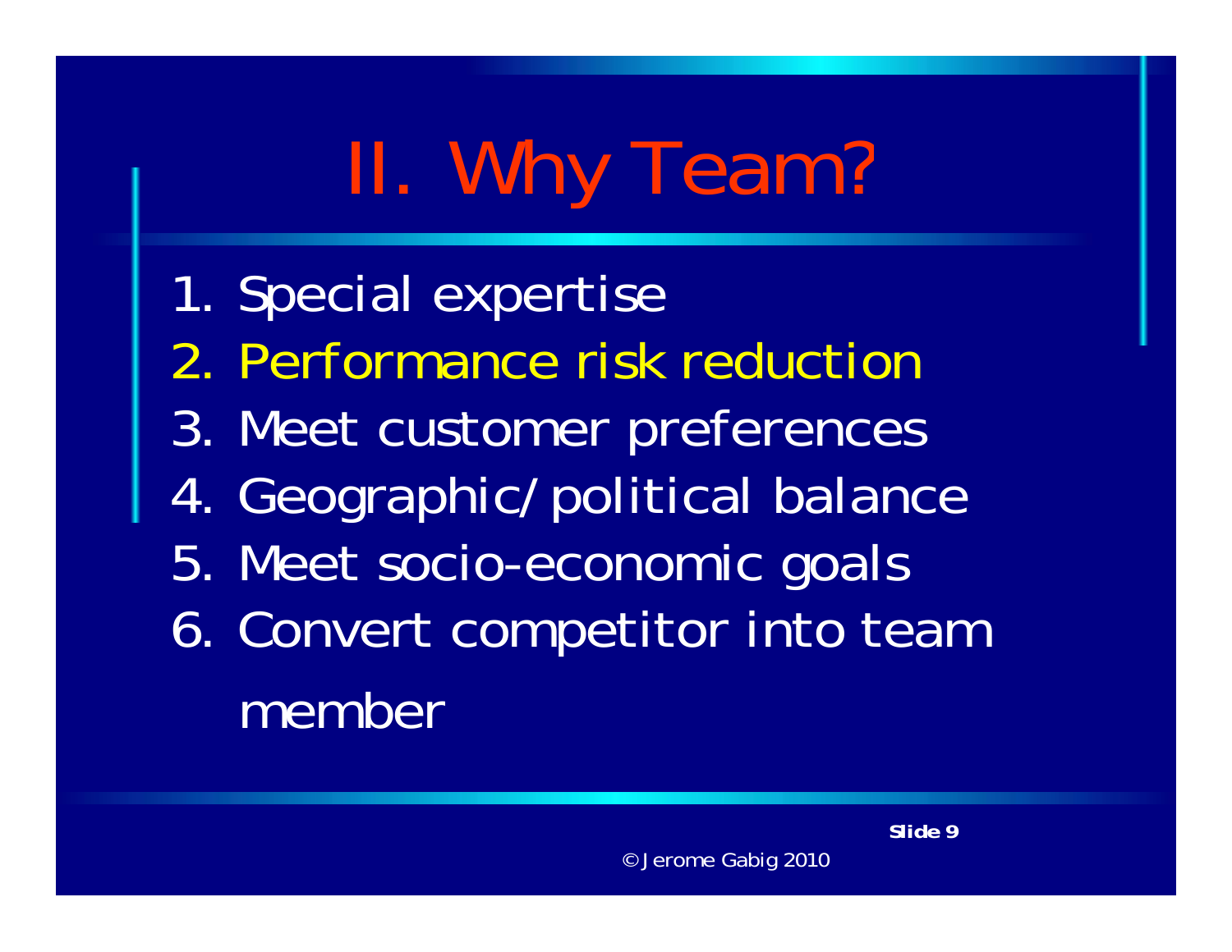# II. Why Team?

1. Special expertise
2. Performance risk reduction
3. Meet customer preferences
4. Geographic/political balance
5. Meet socio-economic goals
6. Convert competitor into team member

© Jerome Gabig 2010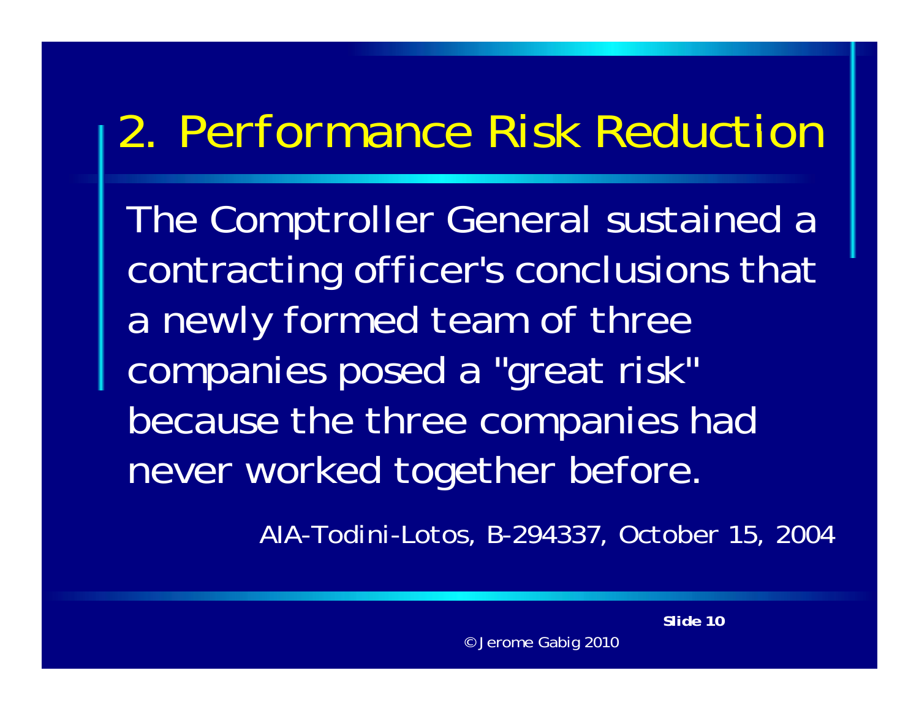# 2. Performance Risk Reduction

The Comptroller General sustained a contracting officer's conclusions that a newly formed team of three companies posed a "great risk" because the three companies had never worked together before.

AIA-Todini-Lotos, B-294337, October 15, 2004

© Jerome Gabig 2010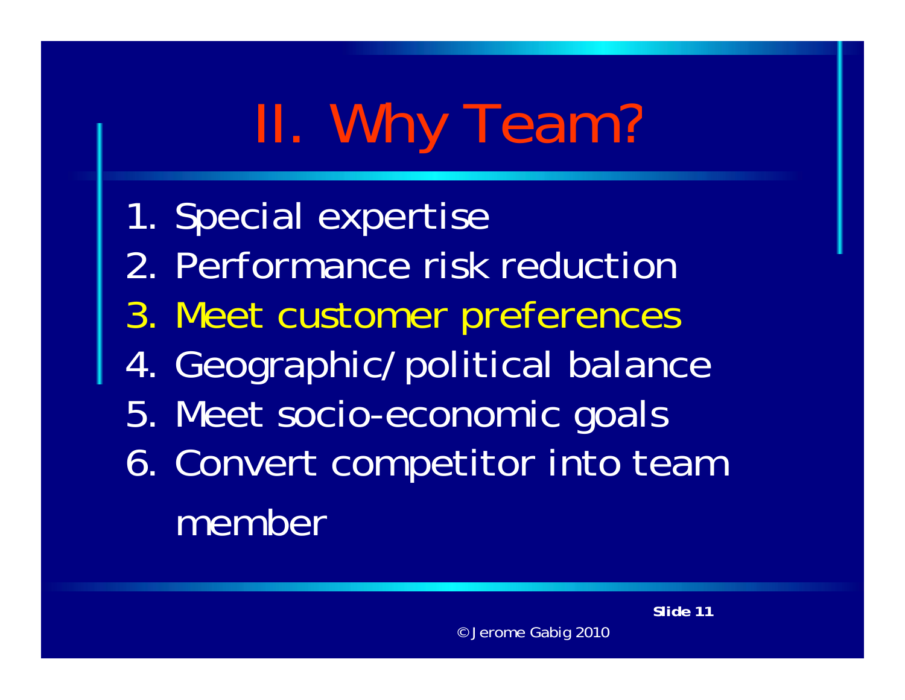# II. Why Team?

1. Special expertise
2. Performance risk reduction
3. Meet customer preferences
4. Geographic/political balance
5. Meet socio-economic goals
6. Convert competitor into team member

© Jerome Gabig 2010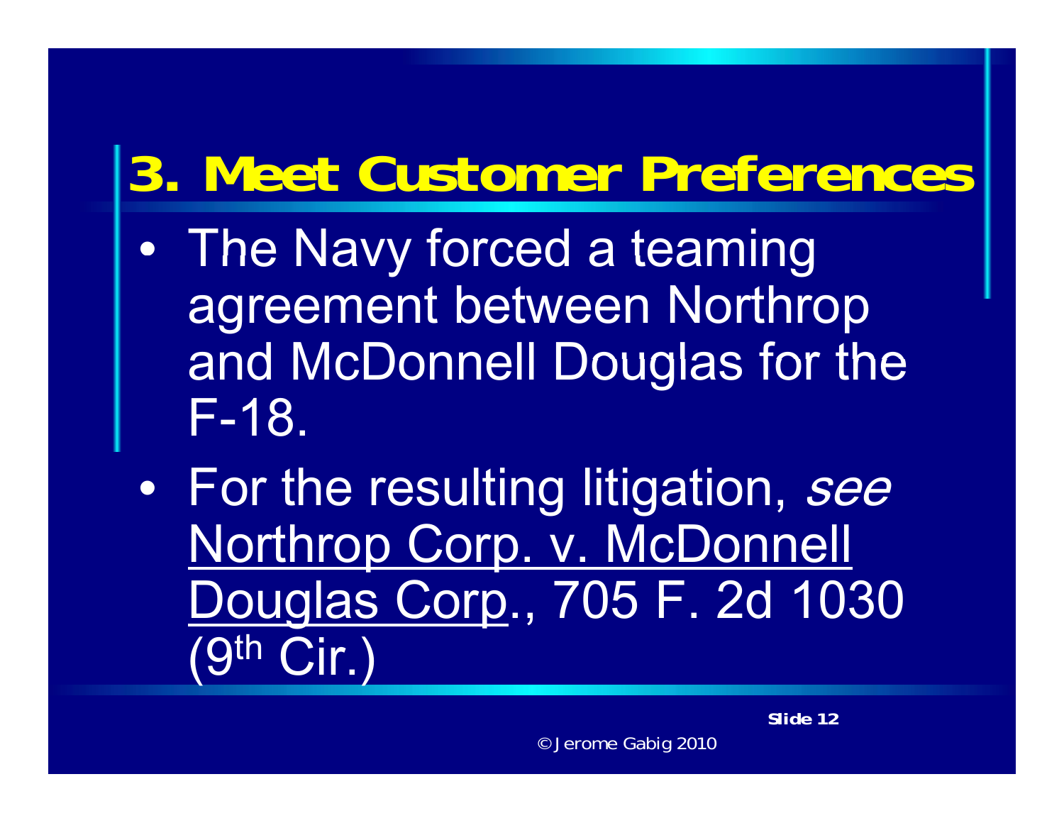## 3. Meet Customer Preferences

- The Navy forced a teaming agreement between Northrop and McDonnell Douglas for the F-18.
- For the resulting litigation, *see* Northrop Corp. v. McDonnell Douglas Corp., 705 F. 2d 1030 (9th Cir.)

© Jerome Gabig 2010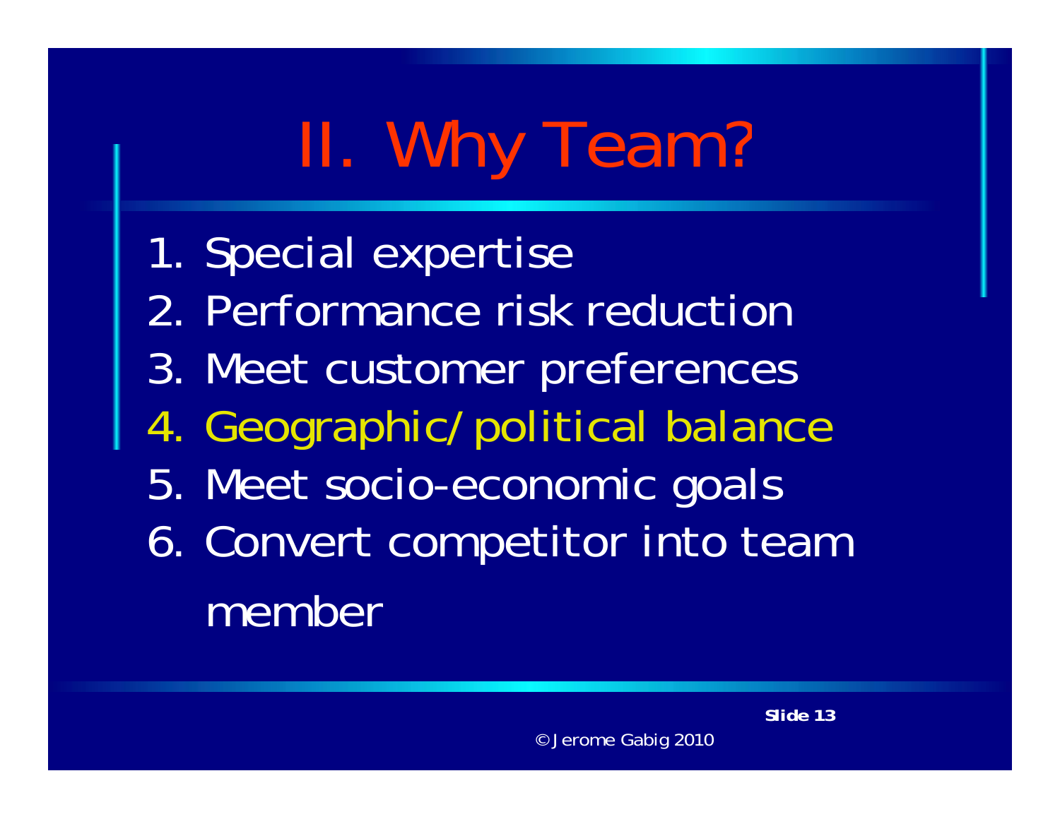# II. Why Team?

1. Special expertise
2. Performance risk reduction
3. Meet customer preferences
4. Geographic/political balance
5. Meet socio-economic goals
6. Convert competitor into team member

© Jerome Gabig 2010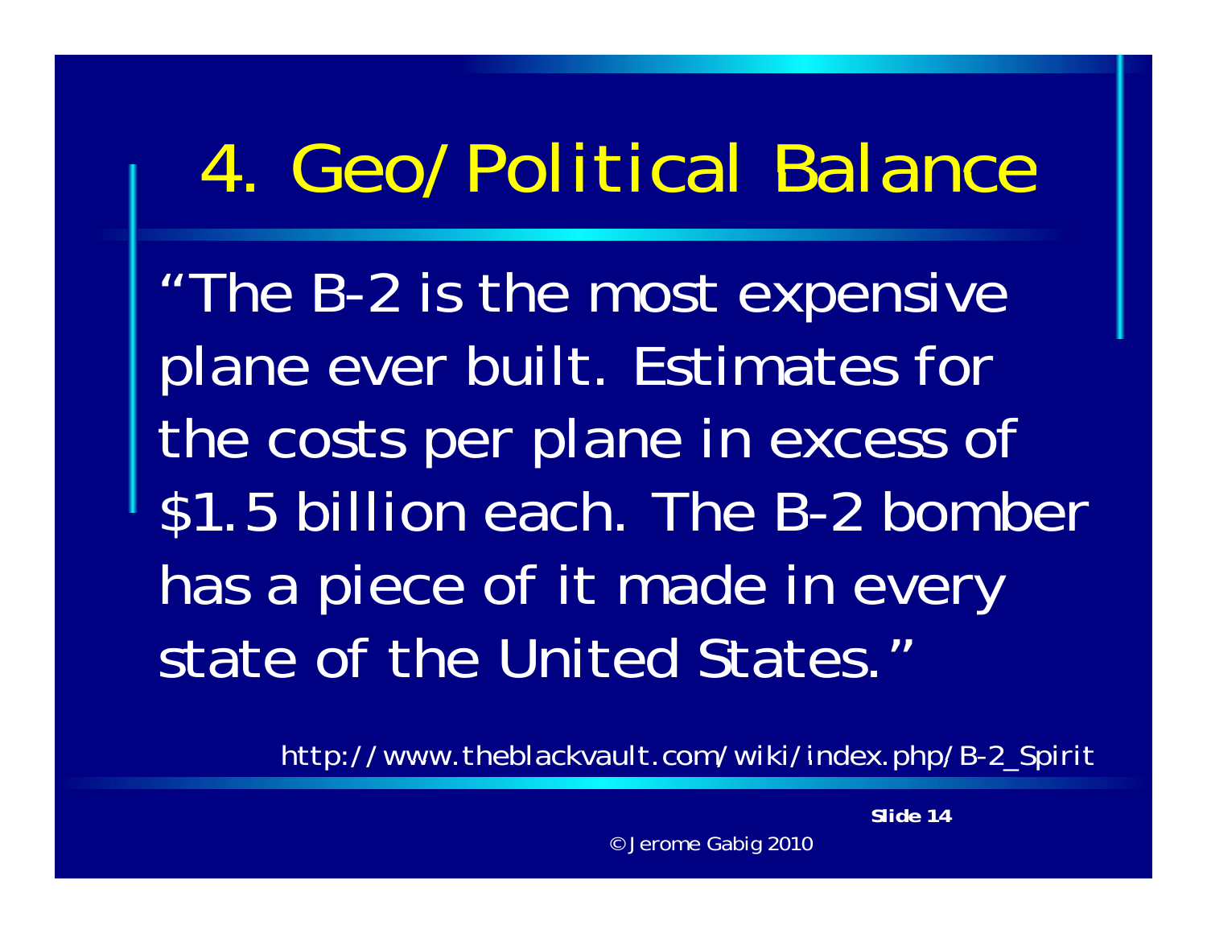# 4. Geo/Political Balance

"The B-2 is the most expensive plane ever built. Estimates for the costs per plane in excess of $1.5 billion each. The B-2 bomber has a piece of it made in every state of the United States."

http://www.theblackvault.com/wiki/index.php/B-2_Spirit

© Jerome Gabig 2010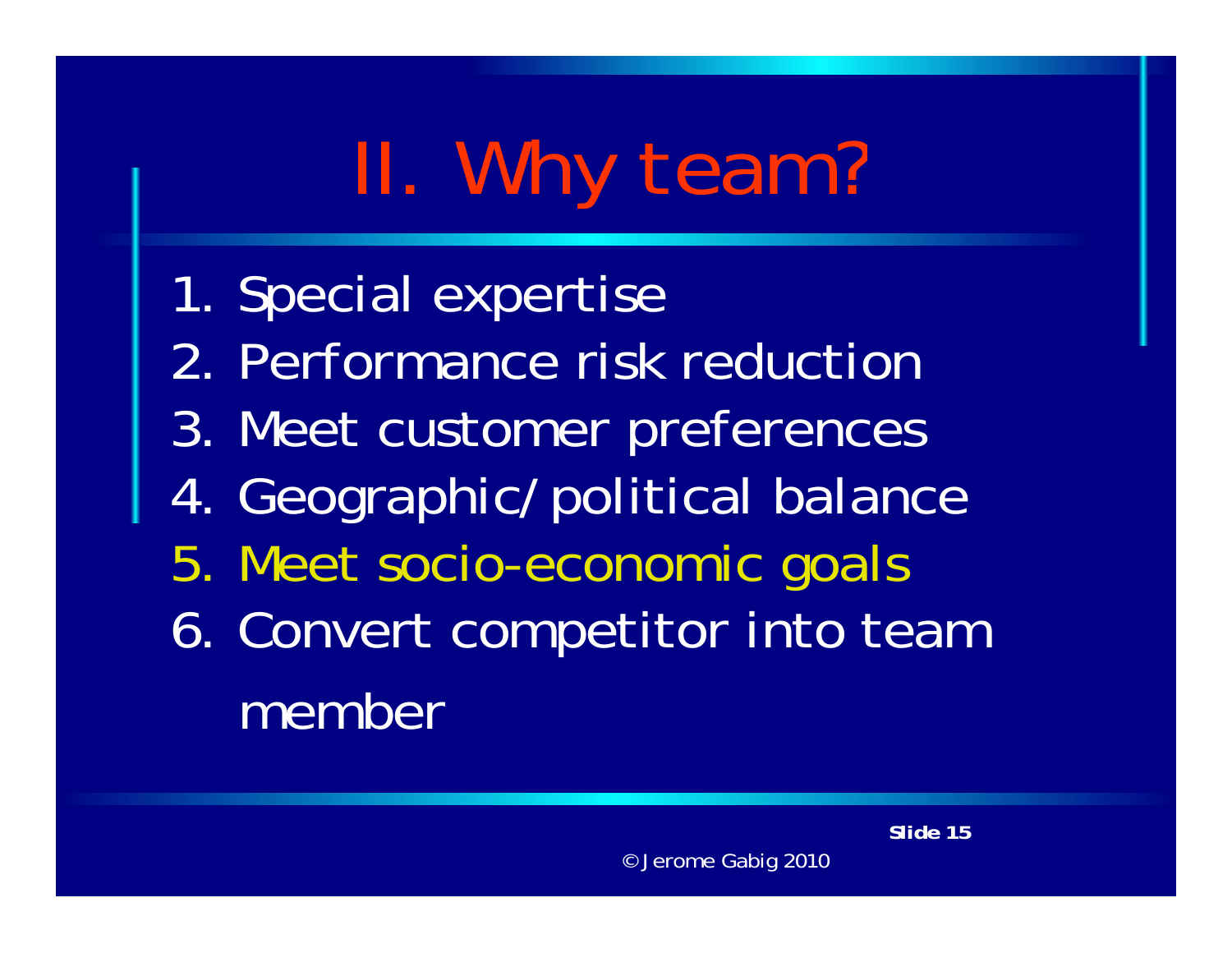# II. Why team?

1. Special expertise
2. Performance risk reduction
3. Meet customer preferences
4. Geographic/political balance
5. Meet socio-economic goals
6. Convert competitor into team member

© Jerome Gabig 2010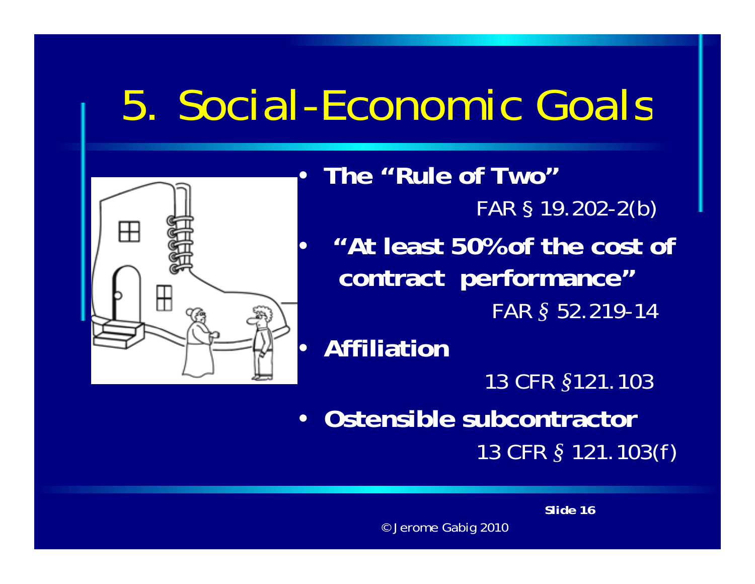# 5. Social-Economic Goals

- **The "Rule of Two"**

  FAR § 19.202-2(b)

- **"At least 50% of the cost of contract performance"**

  FAR § 52.219-14

- **Affiliation**

  13 CFR §121.103

- **Ostensible subcontractor**

  13 CFR § 121.103(f)

© Jerome Gabig 2010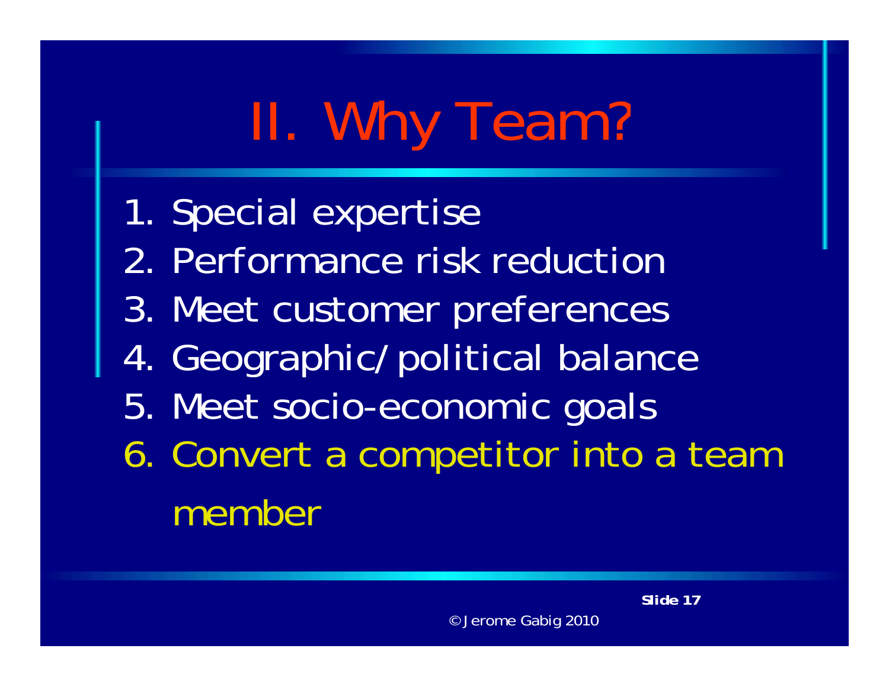# II. Why Team?

1. Special expertise
2. Performance risk reduction
3. Meet customer preferences
4. Geographic/political balance
5. Meet socio-economic goals
6. Convert a competitor into a team member

© Jerome Gabig 2010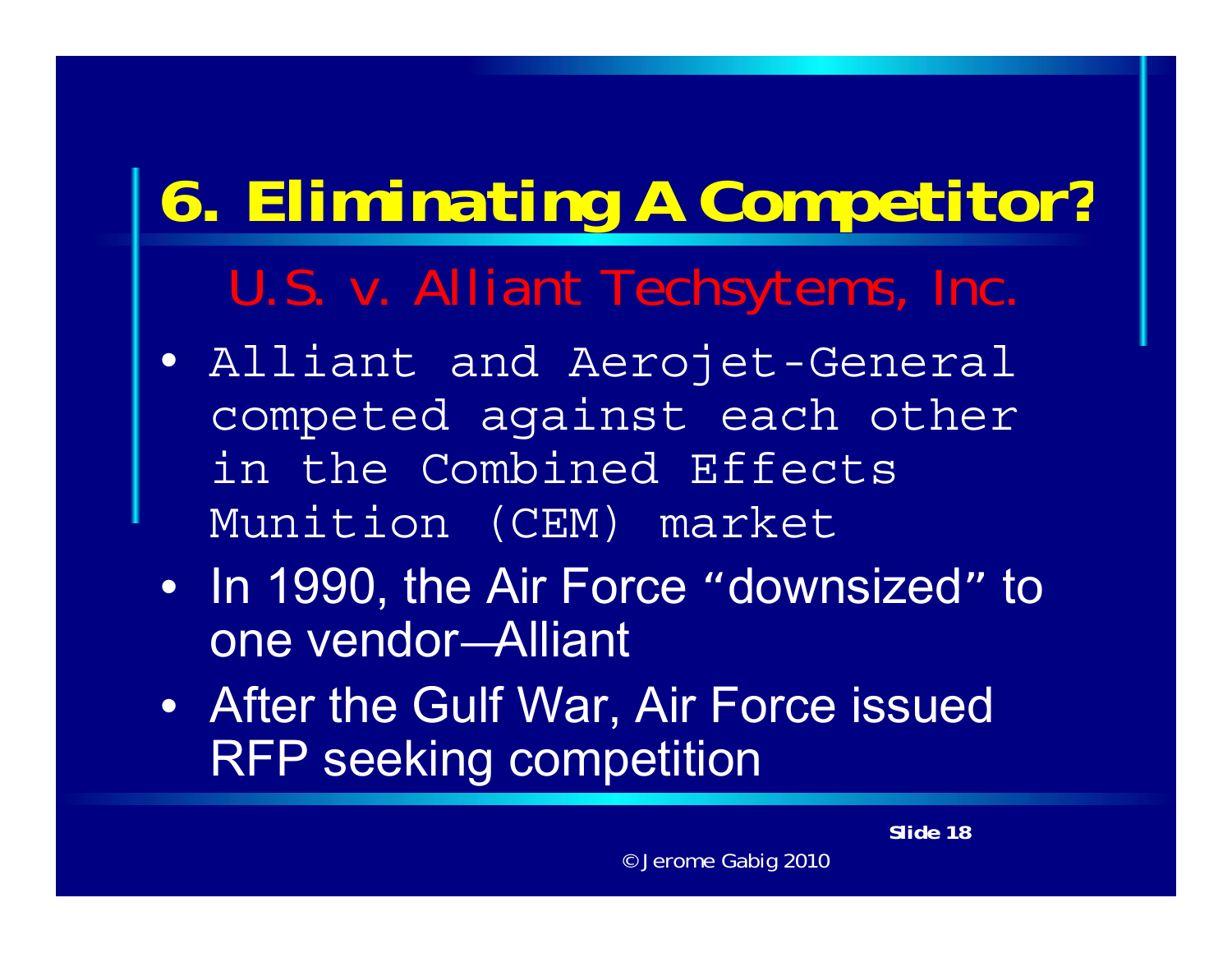# 6. Eliminating A Competitor?

## U.S. v. Alliant Techsytems, Inc.

- Alliant and Aerojet-General competed against each other in the Combined Effects Munition (CEM) market
- In 1990, the Air Force "downsized" to one vendor—Alliant
- After the Gulf War, Air Force issued RFP seeking competition

© Jerome Gabig 2010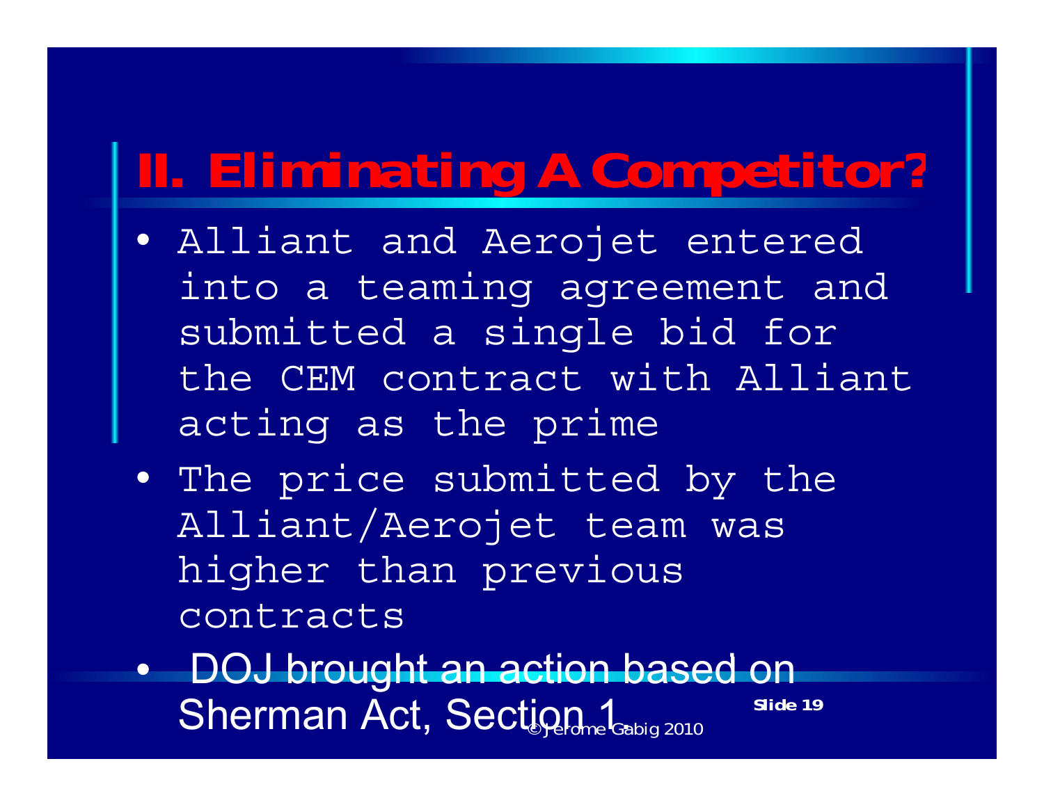# II. Eliminating A Competitor?

- Alliant and Aerojet entered into a teaming agreement and submitted a single bid for the CEM contract with Alliant acting as the prime
- The price submitted by the Alliant/Aerojet team was higher than previous contracts
- DOJ brought an action based on Sherman Act, Section 1.

© Jerome Gabig 2010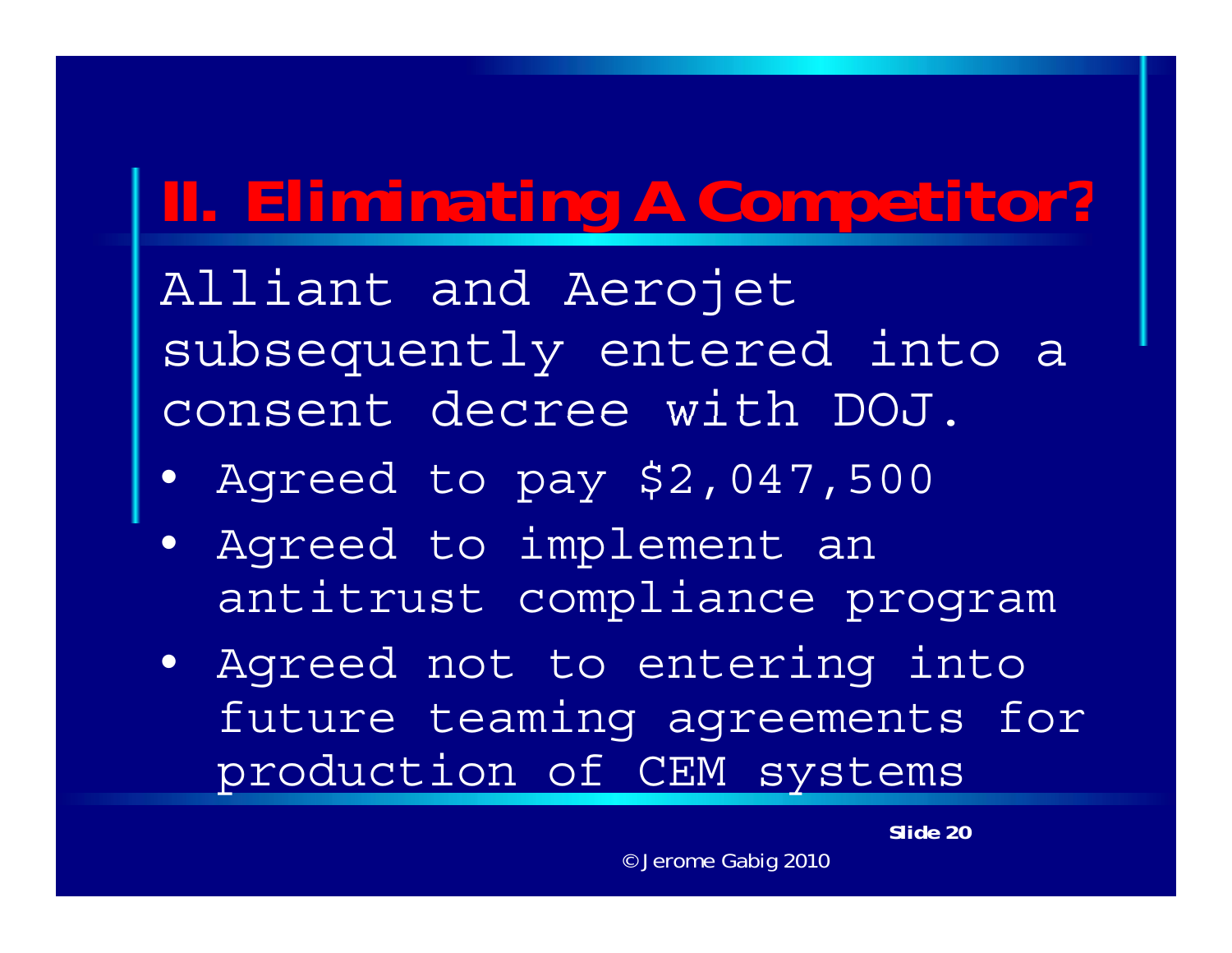# II. Eliminating A Competitor?

Alliant and Aerojet subsequently entered into a consent decree with DOJ.

- Agreed to pay $2,047,500
- Agreed to implement an antitrust compliance program
- Agreed not to entering into future teaming agreements for production of CEM systems

© Jerome Gabig 2010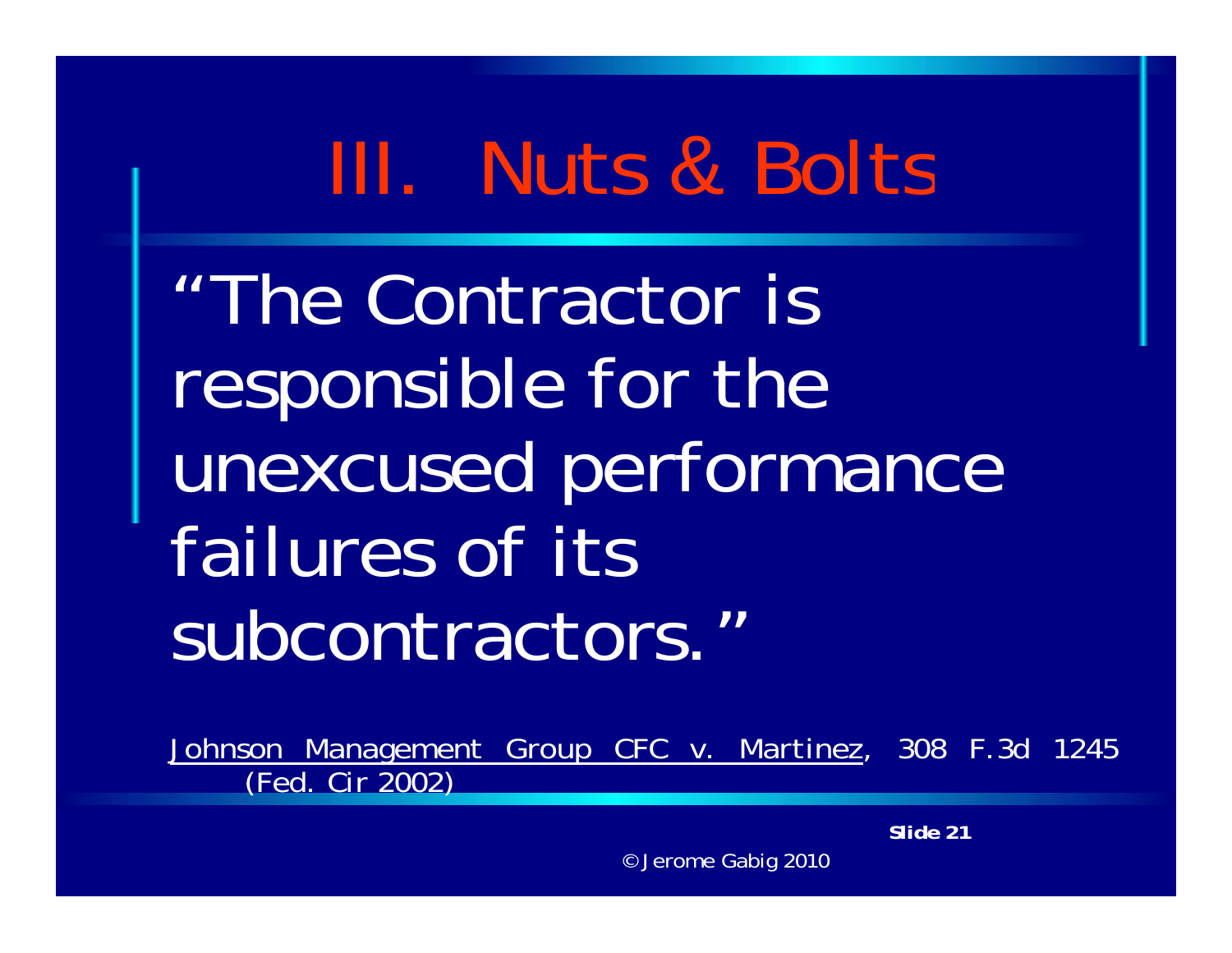# III. Nuts & Bolts

"The Contractor is responsible for the unexcused performance failures of its subcontractors."

Johnson Management Group CFC v. Martinez, 308 F.3d 1245 (Fed. Cir 2002)

© Jerome Gabig 2010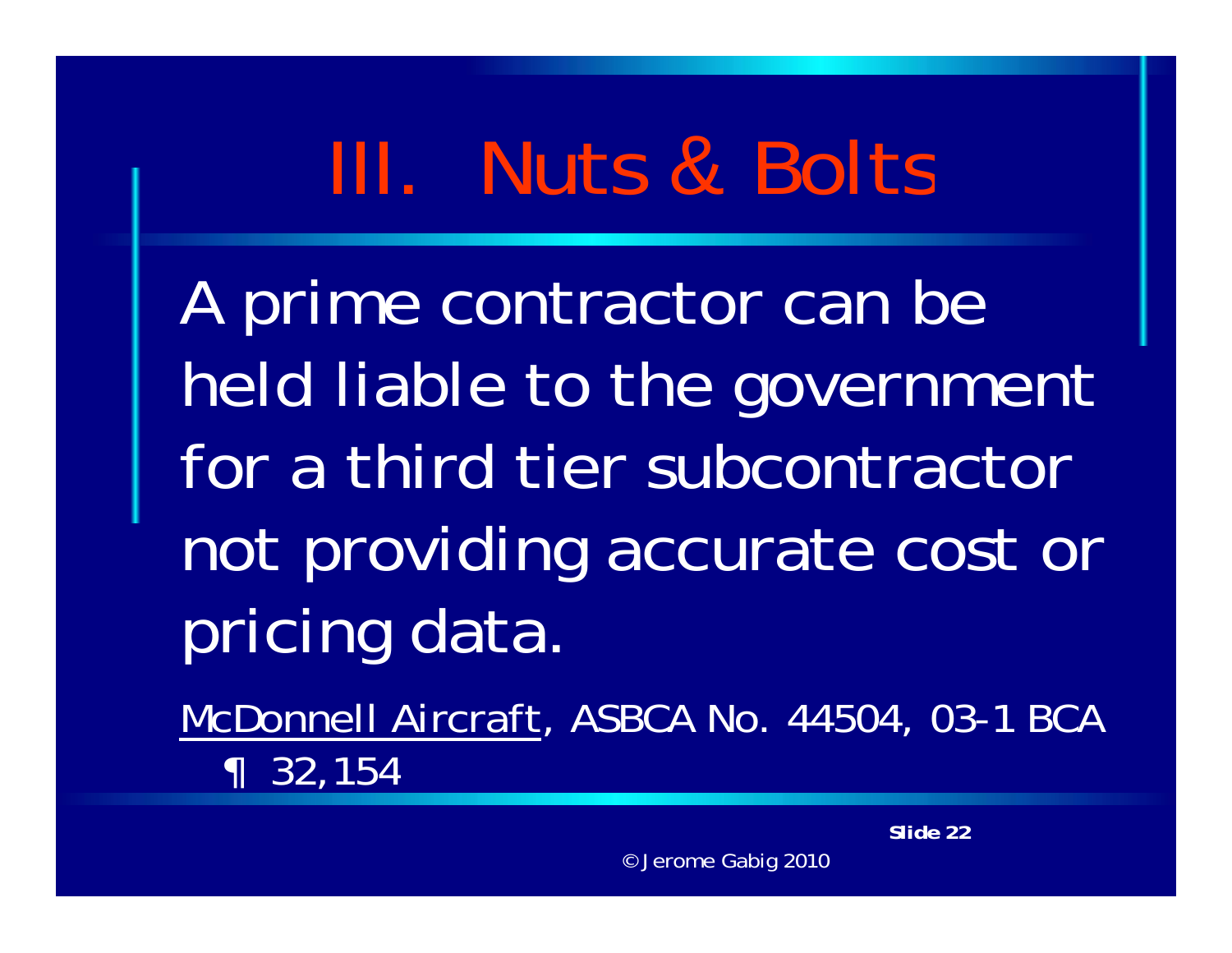# III. Nuts & Bolts

A prime contractor can be held liable to the government for a third tier subcontractor not providing accurate cost or pricing data.

McDonnell Aircraft, ASBCA No. 44504, 03-1 BCA ¶ 32,154

© Jerome Gabig 2010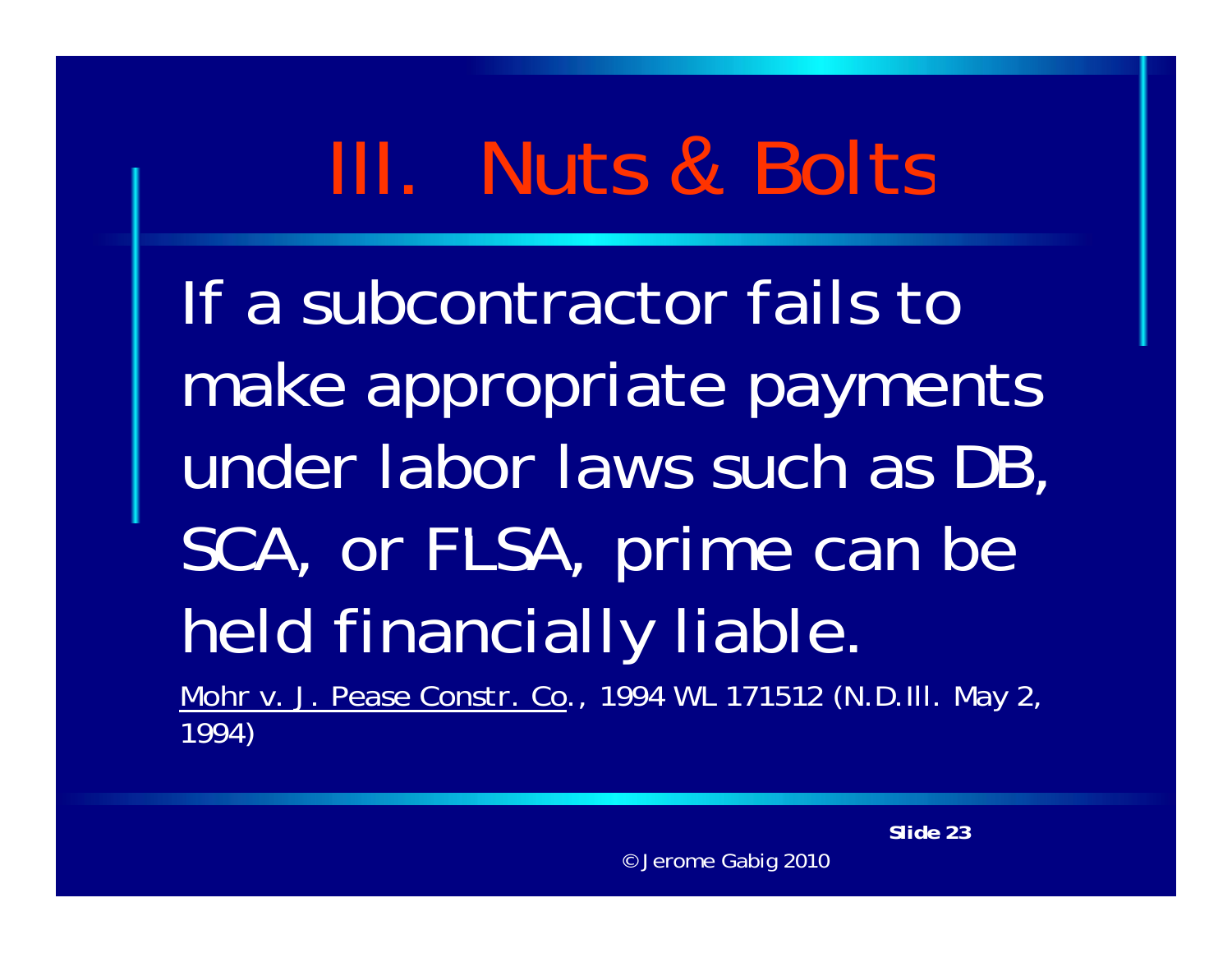# III. Nuts & Bolts

If a subcontractor fails to make appropriate payments under labor laws such as DB, SCA, or FLSA, prime can be held financially liable.

Mohr v. J. Pease Constr. Co., 1994 WL 171512 (N.D.Ill. May 2, 1994)

© Jerome Gabig 2010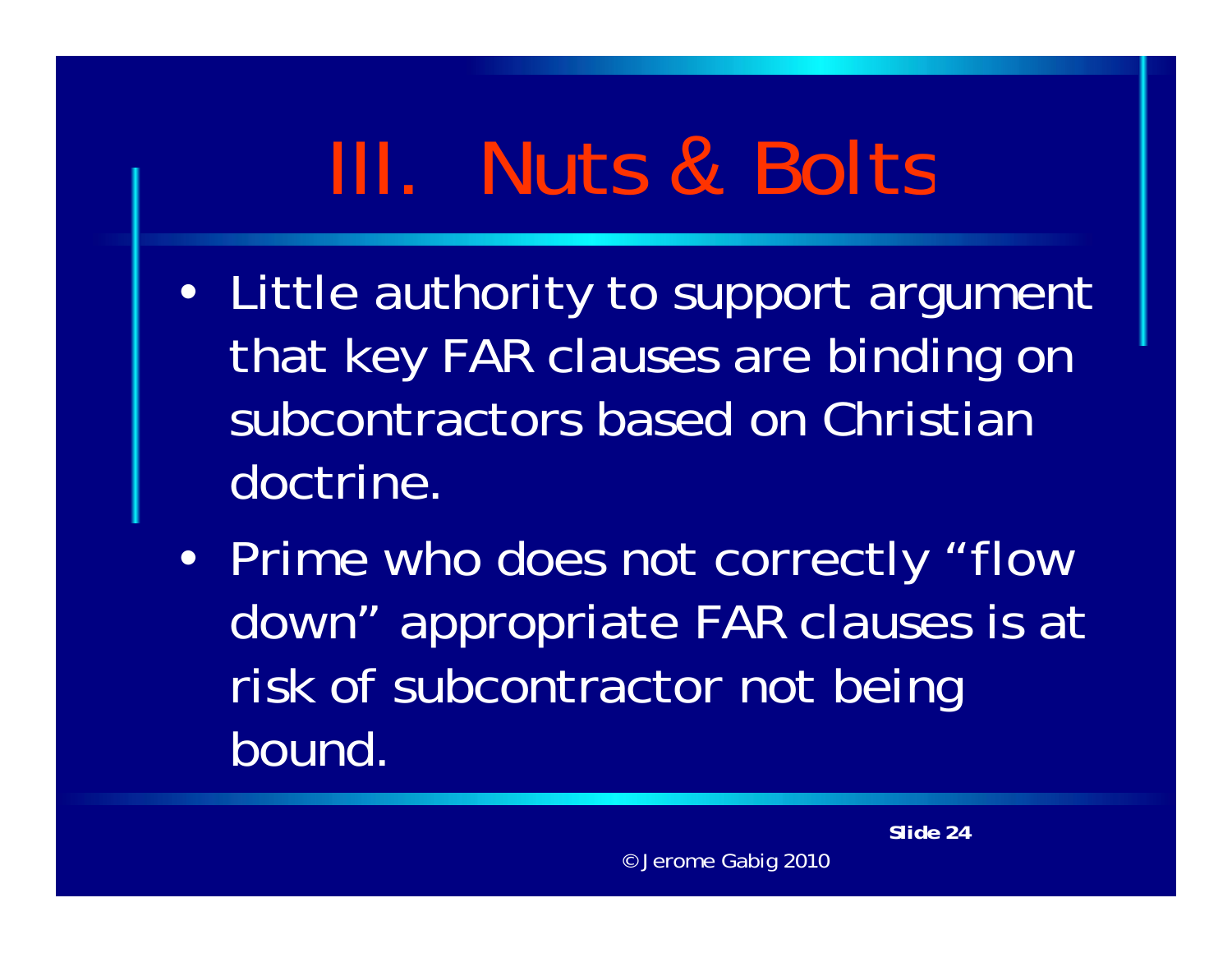# III. Nuts & Bolts

- Little authority to support argument that key FAR clauses are binding on subcontractors based on Christian doctrine.
- Prime who does not correctly "flow down" appropriate FAR clauses is at risk of subcontractor not being bound.

© Jerome Gabig 2010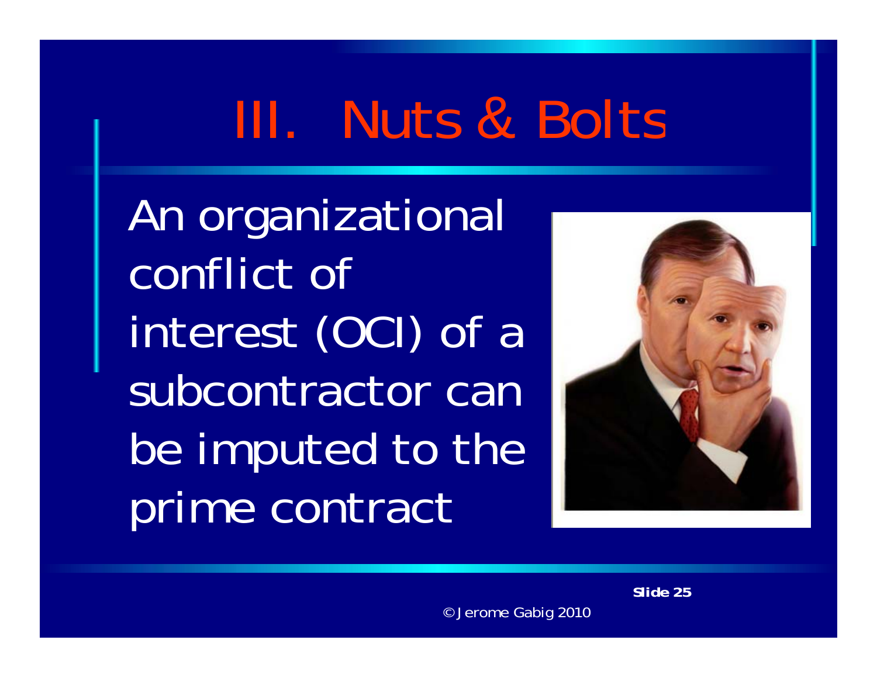# III. Nuts & Bolts

An organizational conflict of interest (OCI) of a subcontractor can be imputed to the prime contract

© Jerome Gabig 2010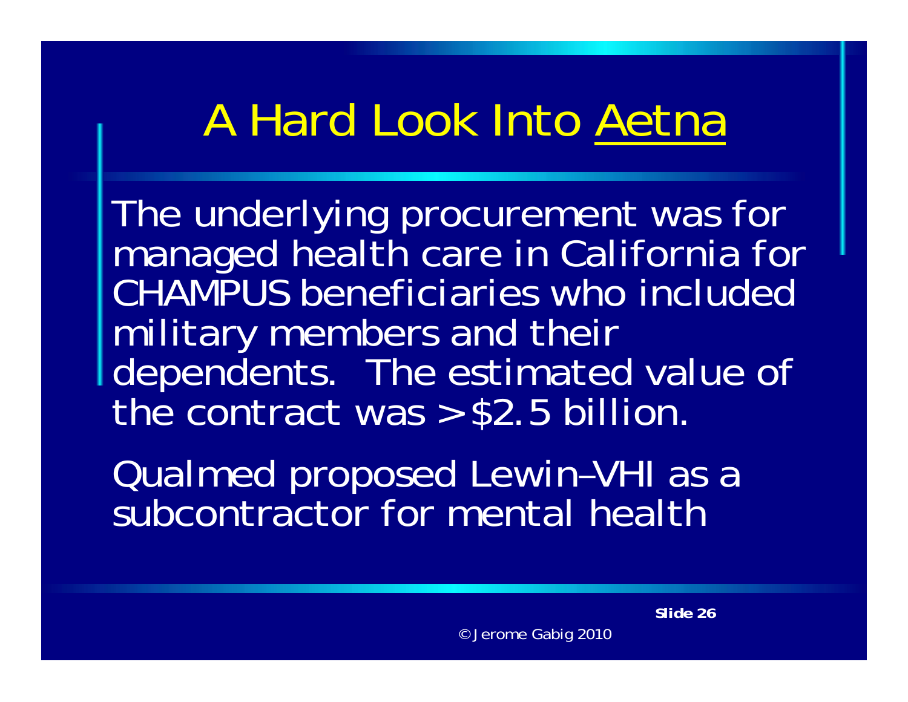# A Hard Look Into Aetna

The underlying procurement was for managed health care in California for CHAMPUS beneficiaries who included military members and their dependents. The estimated value of the contract was > $2.5 billion.

Qualmed proposed Lewin–VHI as a subcontractor for mental health

© Jerome Gabig 2010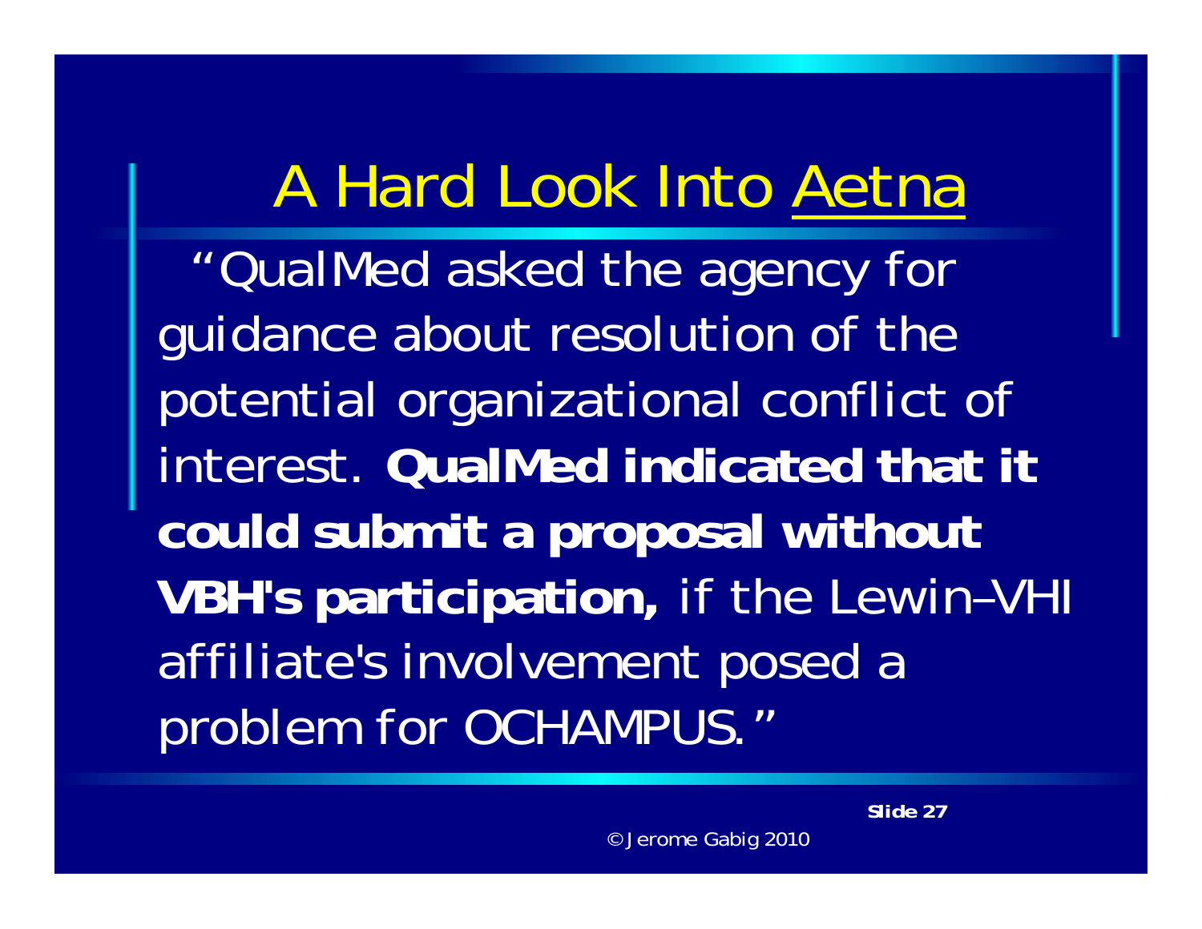# A Hard Look Into Aetna

"QualMed asked the agency for guidance about resolution of the potential organizational conflict of interest. **QualMed indicated that it could submit a proposal without VBH's participation,** if the Lewin–VHI affiliate's involvement posed a problem for OCHAMPUS."

© Jerome Gabig 2010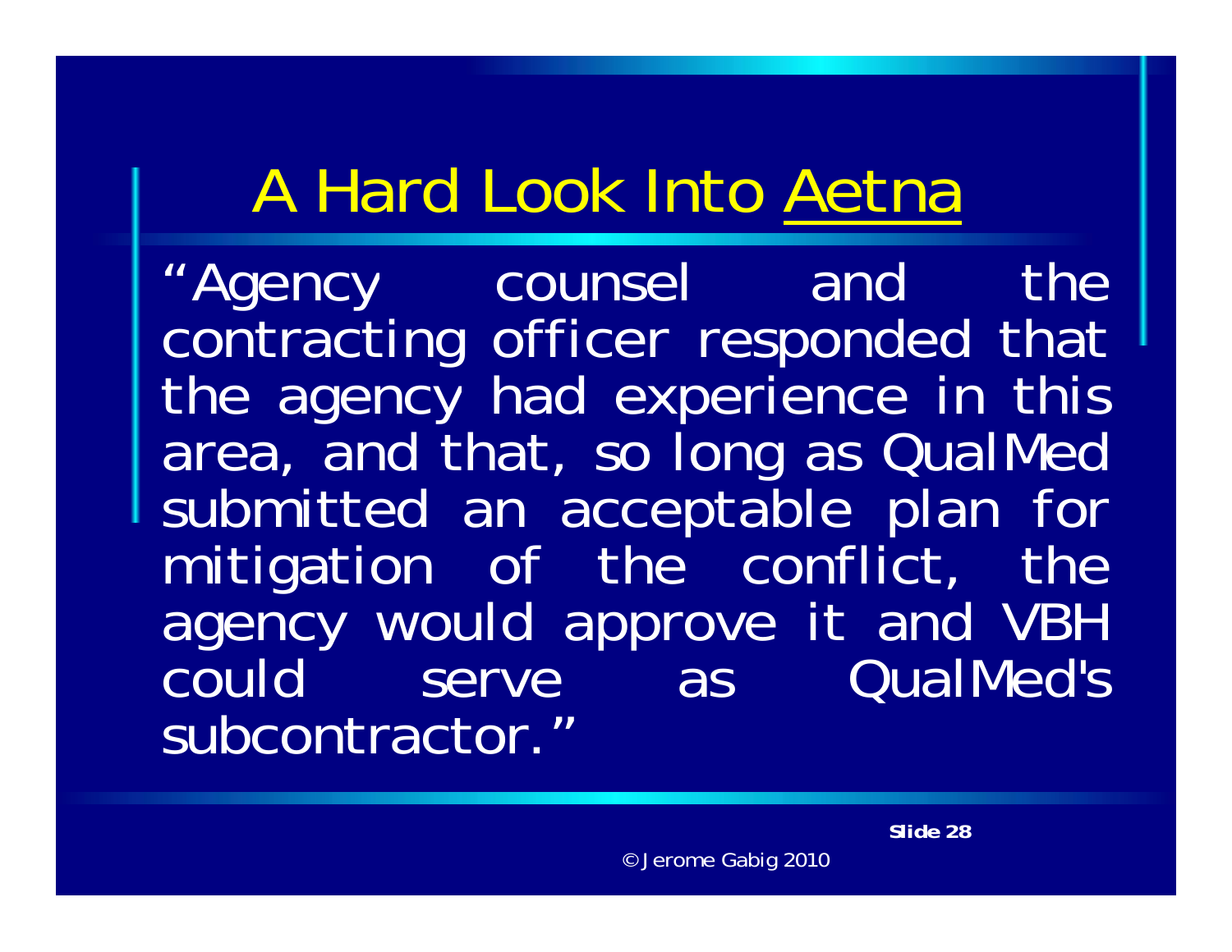# A Hard Look Into Aetna

"Agency counsel and the contracting officer responded that the agency had experience in this area, and that, so long as QualMed submitted an acceptable plan for mitigation of the conflict, the agency would approve it and VBH could serve as QualMed's subcontractor."

© Jerome Gabig 2010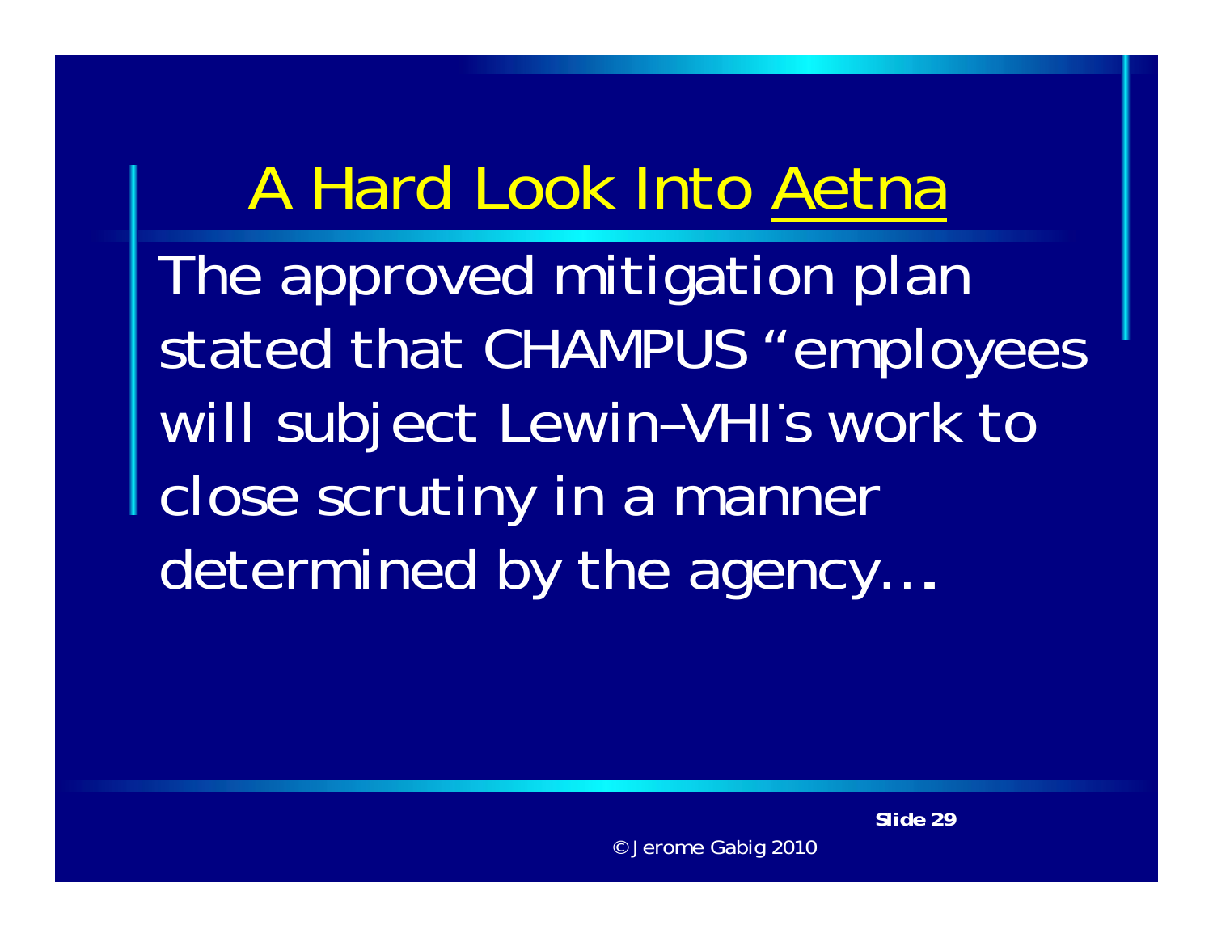# A Hard Look Into Aetna

The approved mitigation plan stated that CHAMPUS "employees will subject Lewin–VHI's work to close scrutiny in a manner determined by the agency…

© Jerome Gabig 2010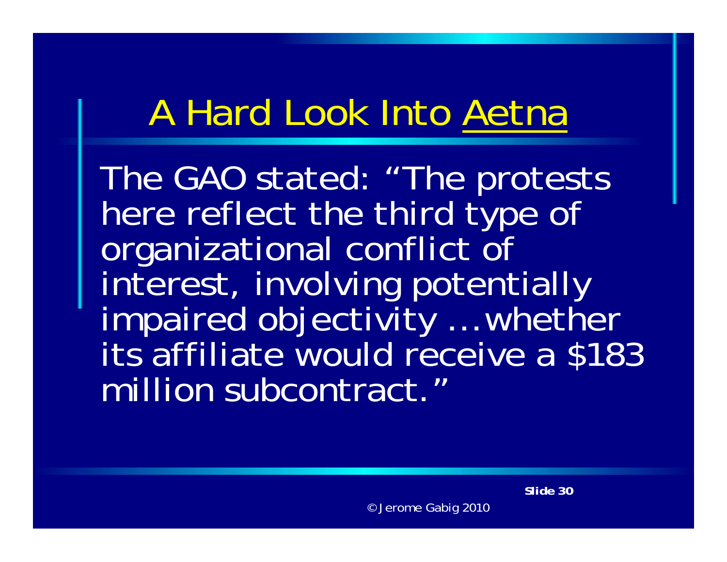# A Hard Look Into Aetna

The GAO stated: "The protests here reflect the third type of organizational conflict of interest, involving potentially impaired objectivity …whether its affiliate would receive a $183 million subcontract."

© Jerome Gabig 2010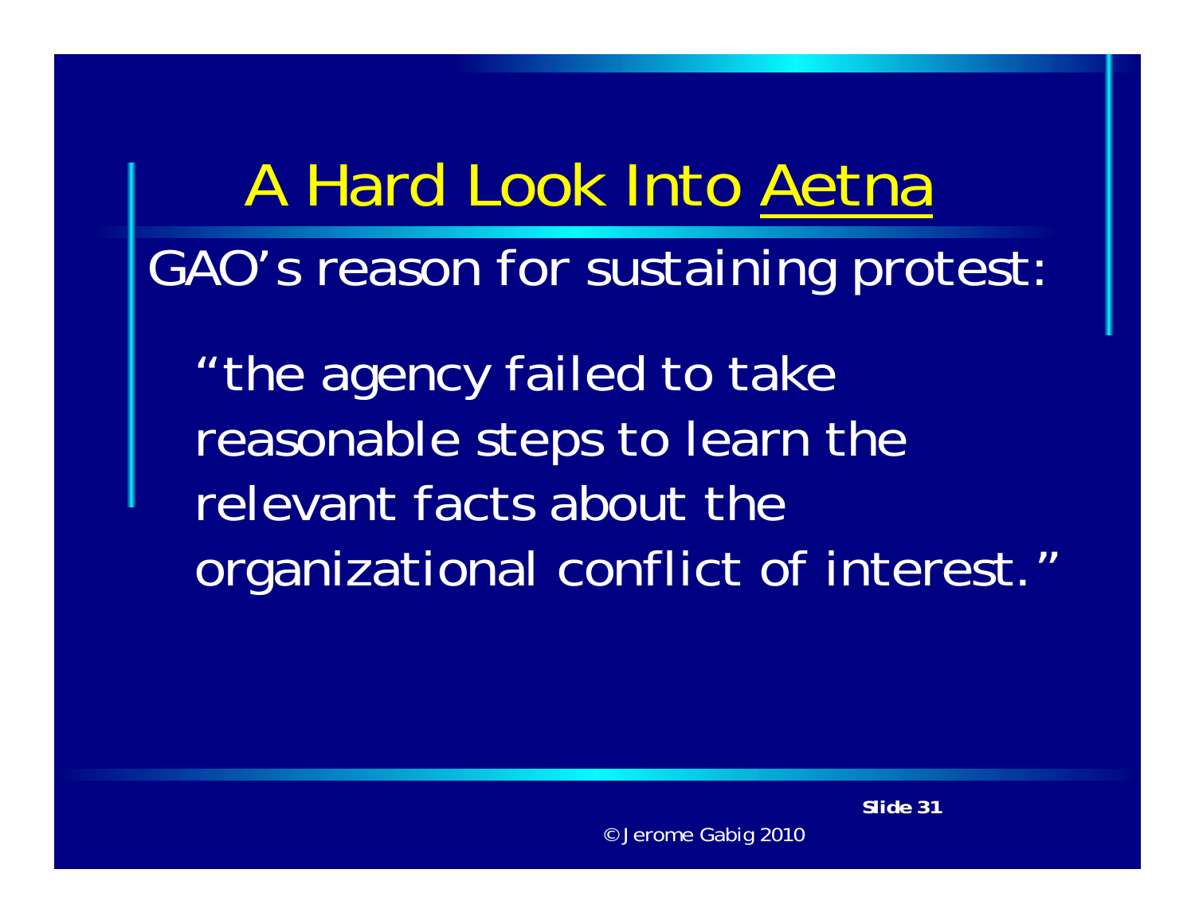# A Hard Look Into Aetna

GAO's reason for sustaining protest:

"the agency failed to take reasonable steps to learn the relevant facts about the organizational conflict of interest."

© Jerome Gabig 2010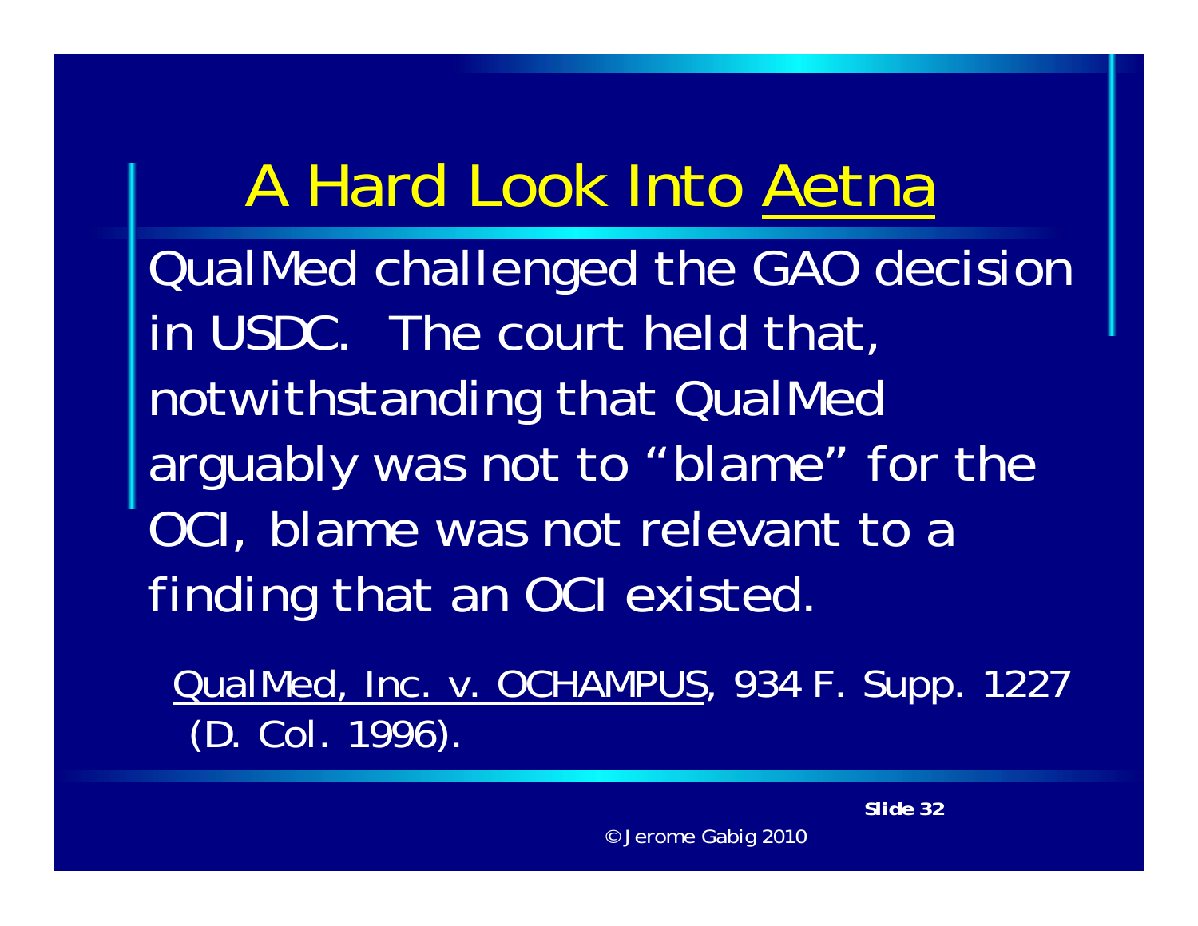# A Hard Look Into Aetna

QualMed challenged the GAO decision in USDC. The court held that, notwithstanding that QualMed arguably was not to "blame" for the OCI, blame was not relevant to a finding that an OCI existed.

QualMed, Inc. v. OCHAMPUS, 934 F. Supp. 1227 (D. Col. 1996).

© Jerome Gabig 2010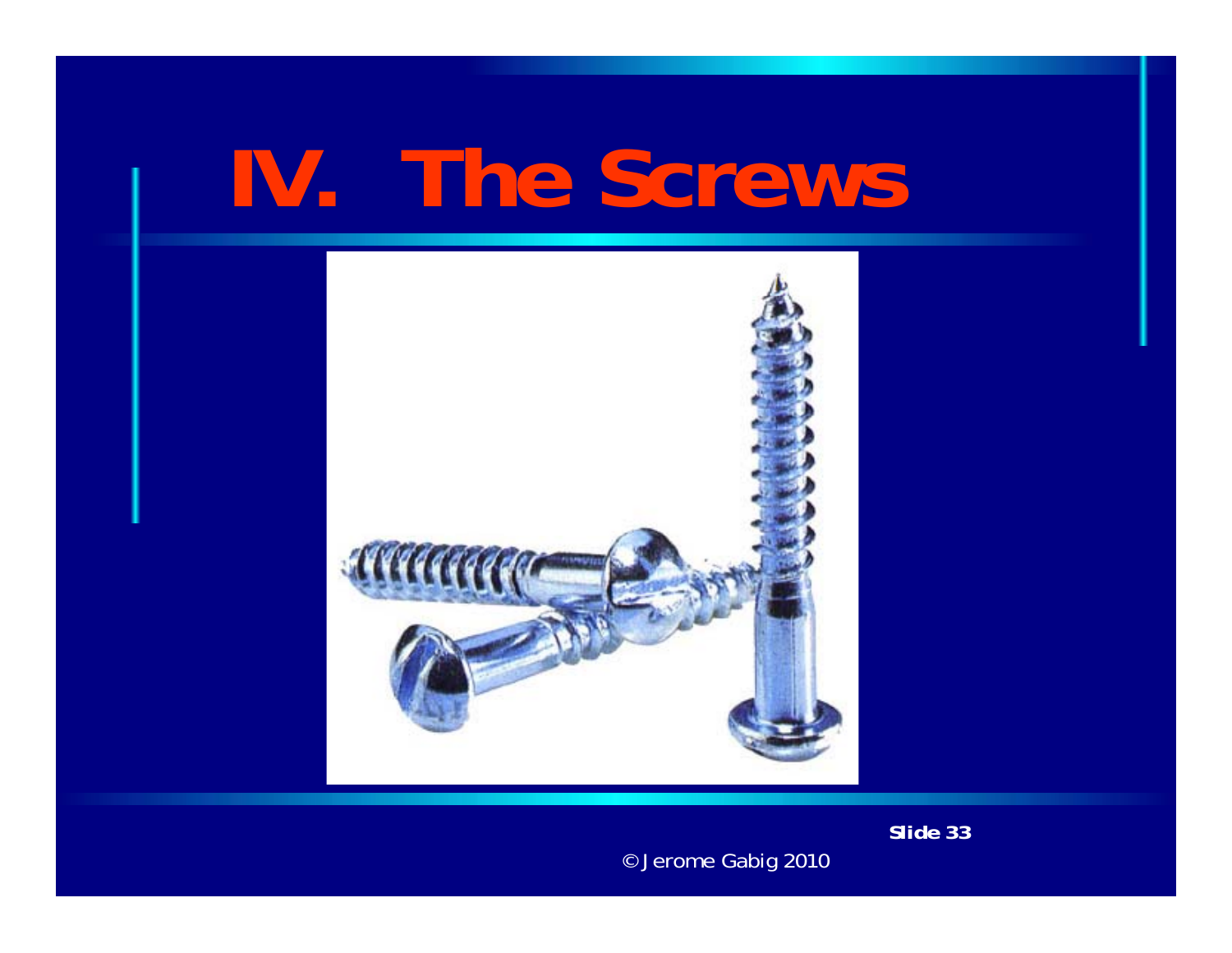# IV. The Screws

© Jerome Gabig 2010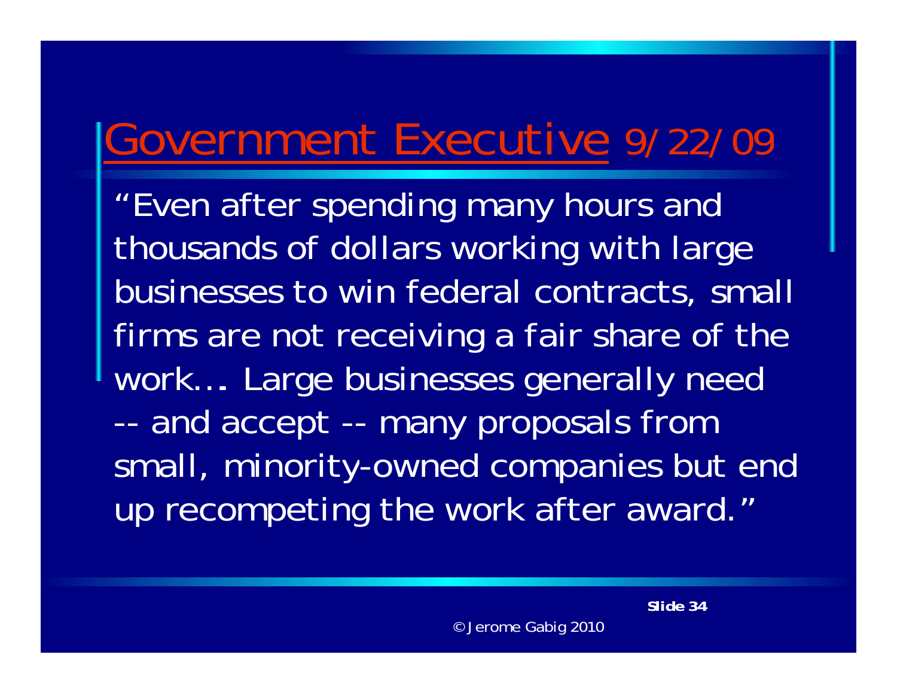# Government Executive 9/22/09

"Even after spending many hours and thousands of dollars working with large businesses to win federal contracts, small firms are not receiving a fair share of the work… Large businesses generally need -- and accept -- many proposals from small, minority-owned companies but end up recompeting the work after award."

© Jerome Gabig 2010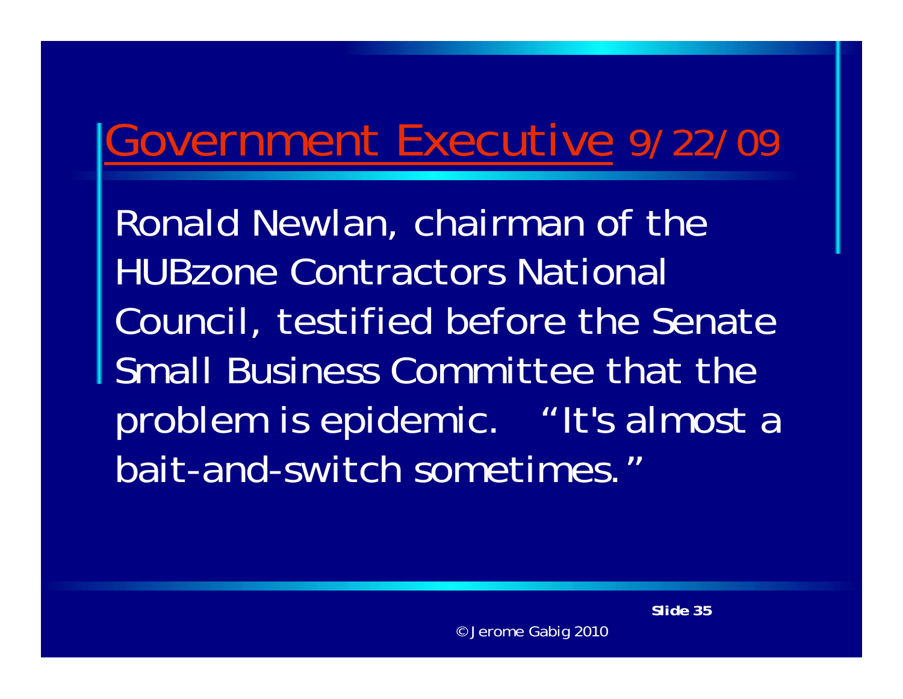# Government Executive 9/22/09

Ronald Newlan, chairman of the HUBzone Contractors National Council, testified before the Senate Small Business Committee that the problem is epidemic. "It's almost a bait-and-switch sometimes."

© Jerome Gabig 2010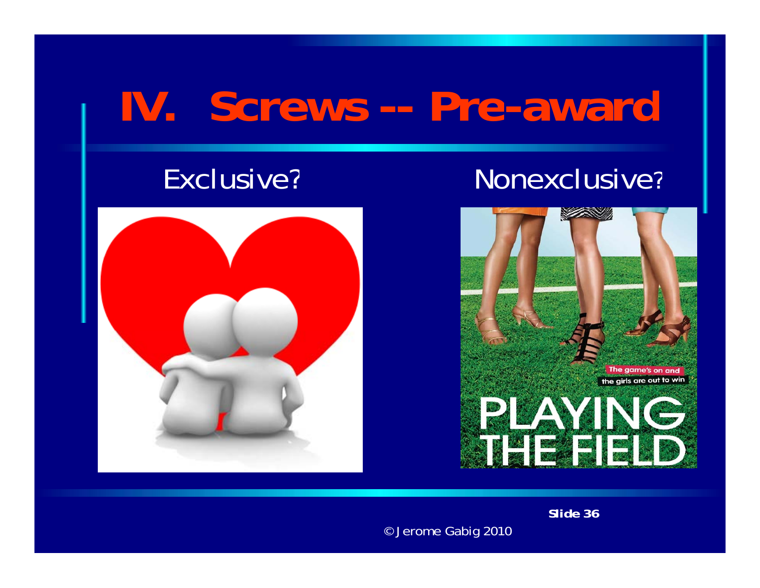# IV. Screws -- Pre-award

Exclusive?

Nonexclusive?

Slide 36

© Jerome Gabig 2010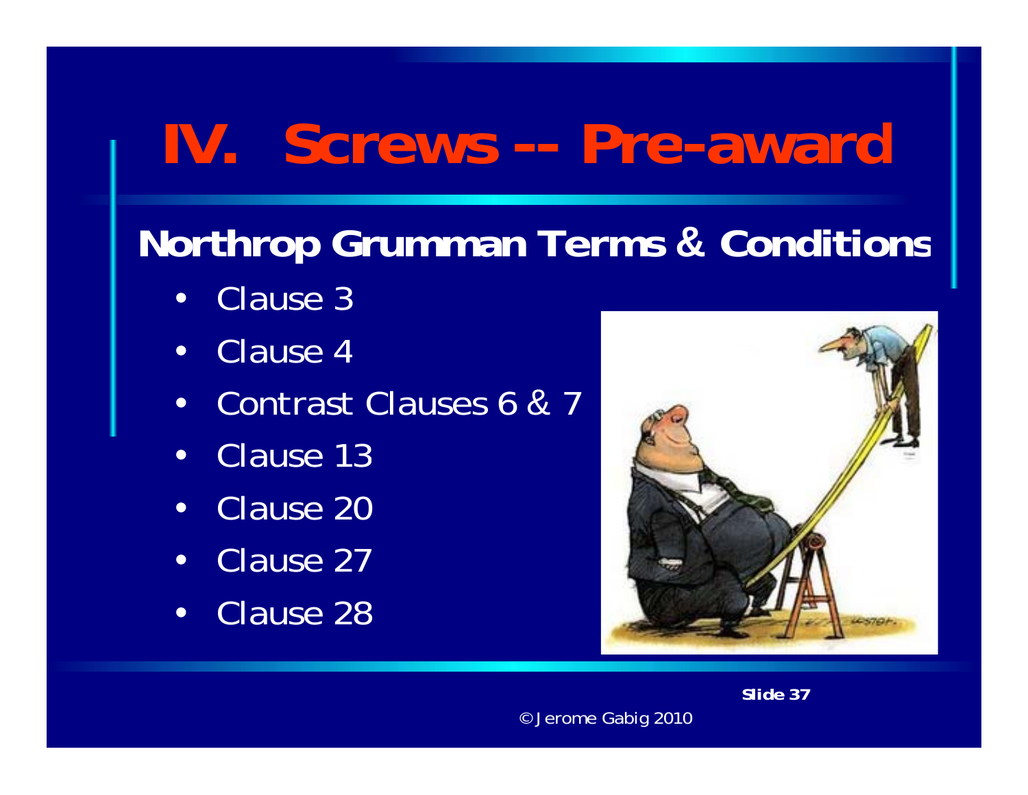# IV. Screws -- Pre-award

## Northrop Grumman Terms & Conditions

- Clause 3
- Clause 4
- Contrast Clauses 6 & 7
- Clause 13
- Clause 20
- Clause 27
- Clause 28

© Jerome Gabig 2010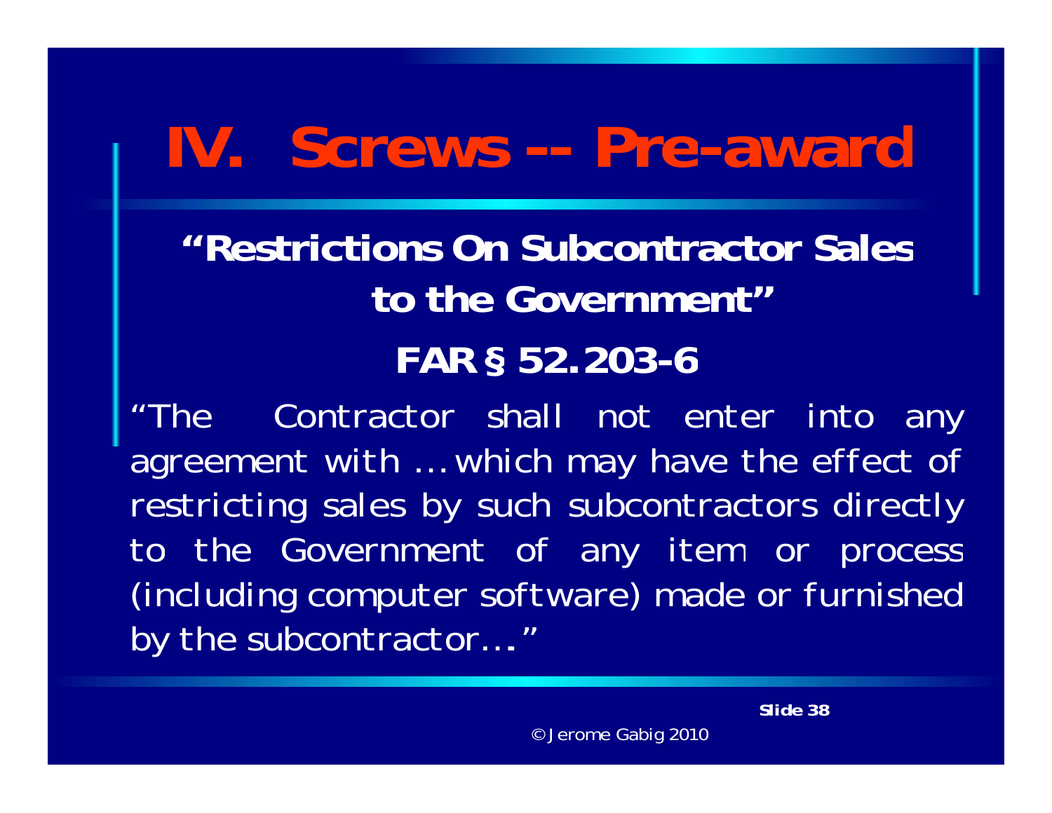# IV. Screws -- Pre-award

## "Restrictions On Subcontractor Sales to the Government"

## FAR § 52.203-6

"The Contractor shall not enter into any agreement with … which may have the effect of restricting sales by such subcontractors directly to the Government of any item or process (including computer software) made or furnished by the subcontractor…"

Slide 38

© Jerome Gabig 2010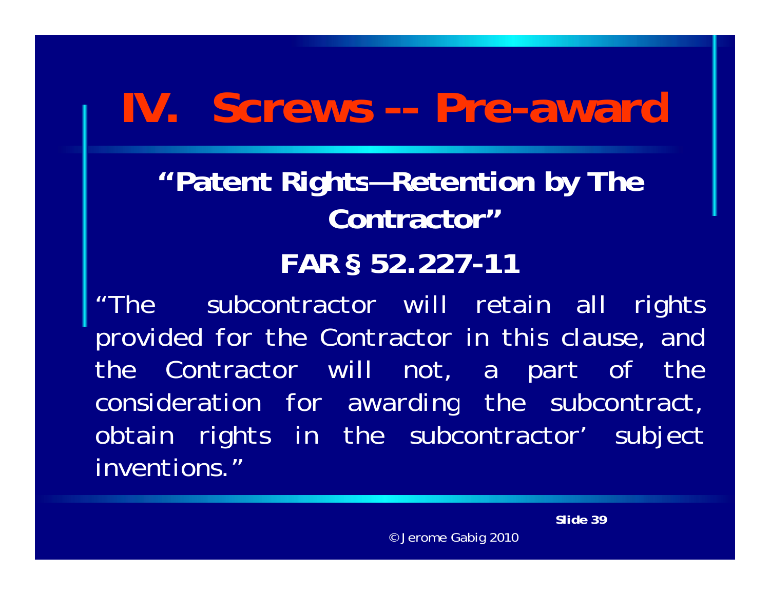# IV. Screws -- Pre-award

## "Patent Rights—Retention by The Contractor"

## FAR § 52.227-11

"The subcontractor will retain all rights provided for the Contractor in this clause, and the Contractor will not, a part of the consideration for awarding the subcontract, obtain rights in the subcontractor' subject inventions."

© Jerome Gabig 2010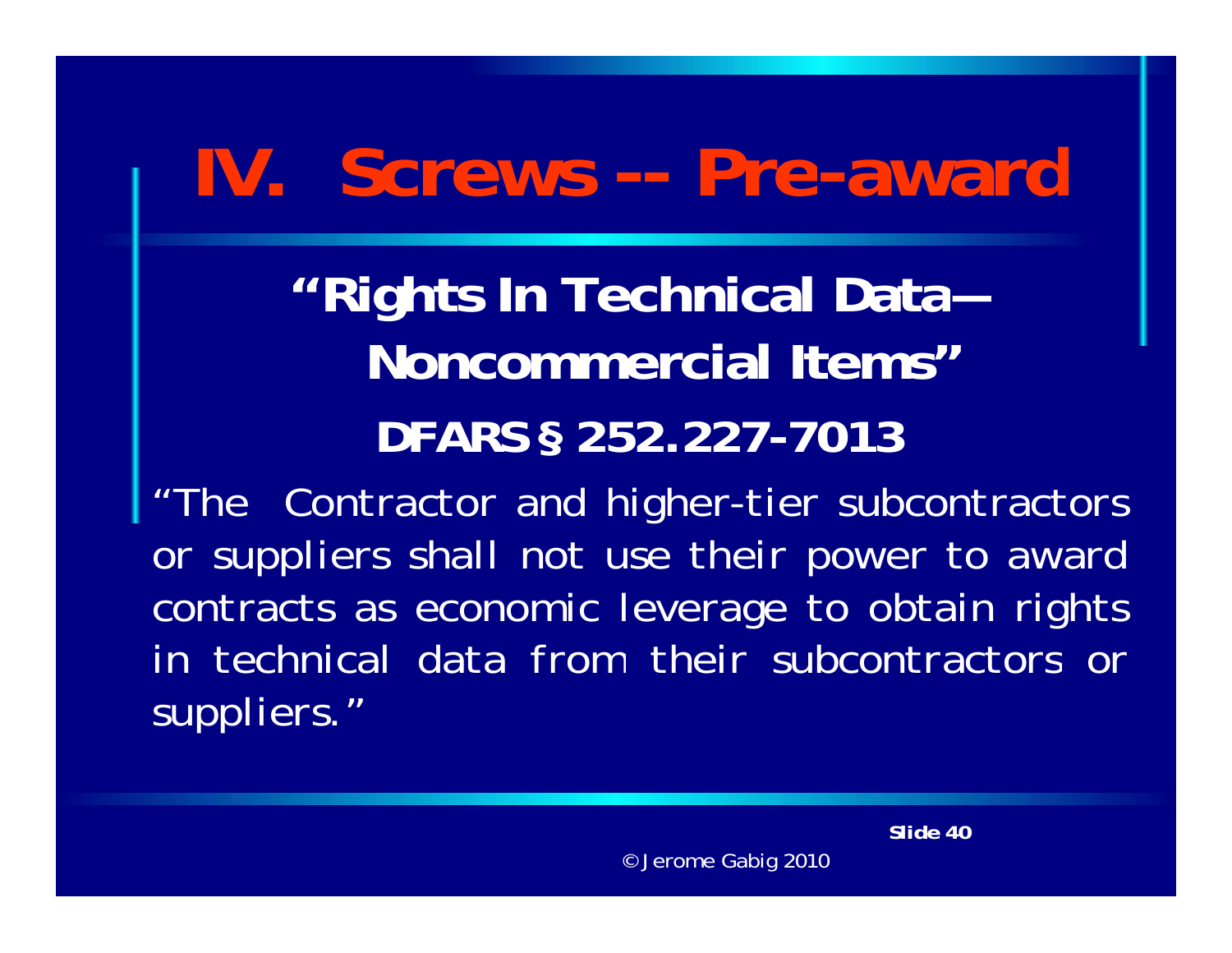# IV. Screws -- Pre-award

## "Rights In Technical Data—Noncommercial Items"

### DFARS § 252.227-7013

"The Contractor and higher-tier subcontractors or suppliers shall not use their power to award contracts as economic leverage to obtain rights in technical data from their subcontractors or suppliers."

© Jerome Gabig 2010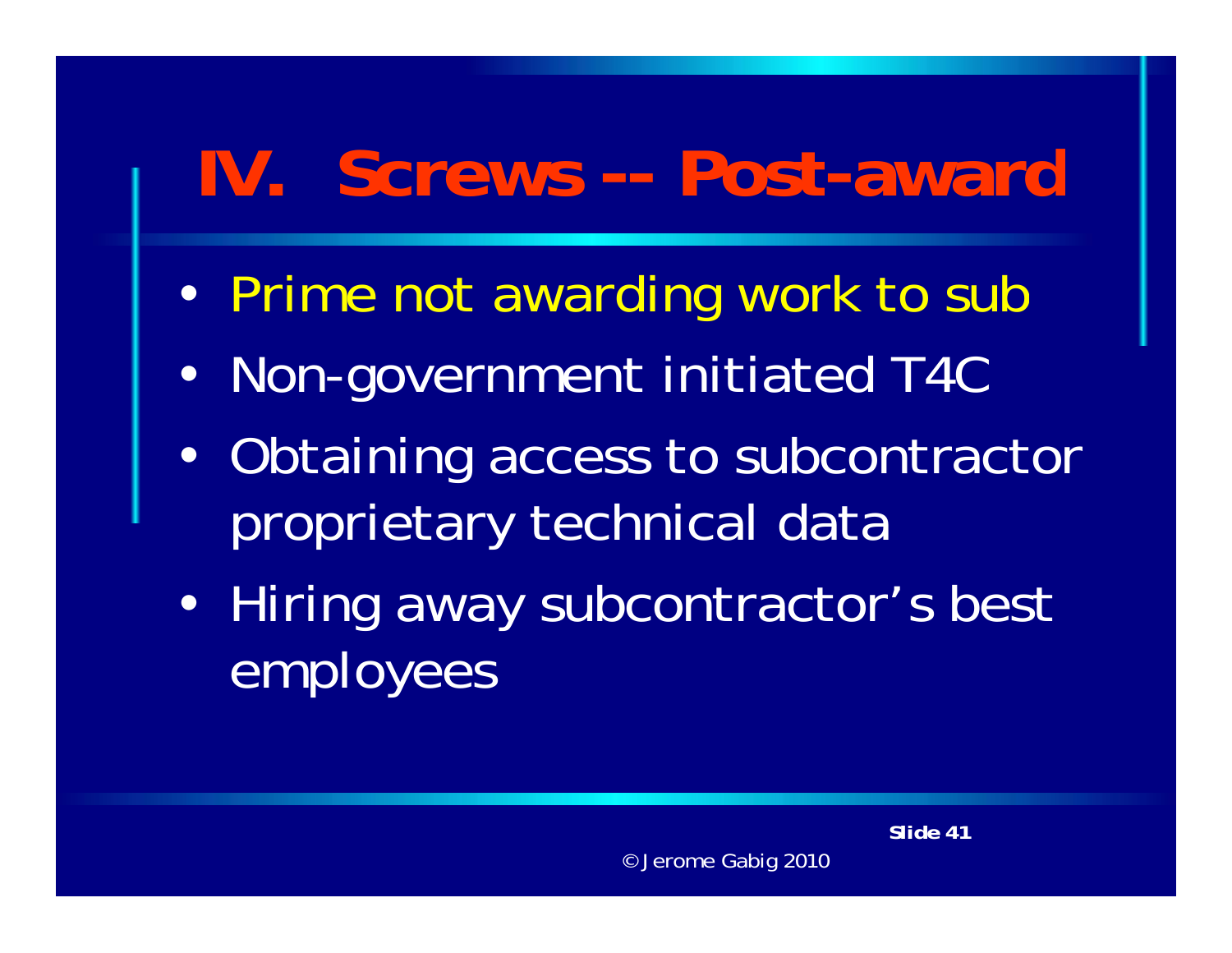# IV. Screws -- Post-award

- Prime not awarding work to sub
- Non-government initiated T4C
- Obtaining access to subcontractor proprietary technical data
- Hiring away subcontractor's best employees

© Jerome Gabig 2010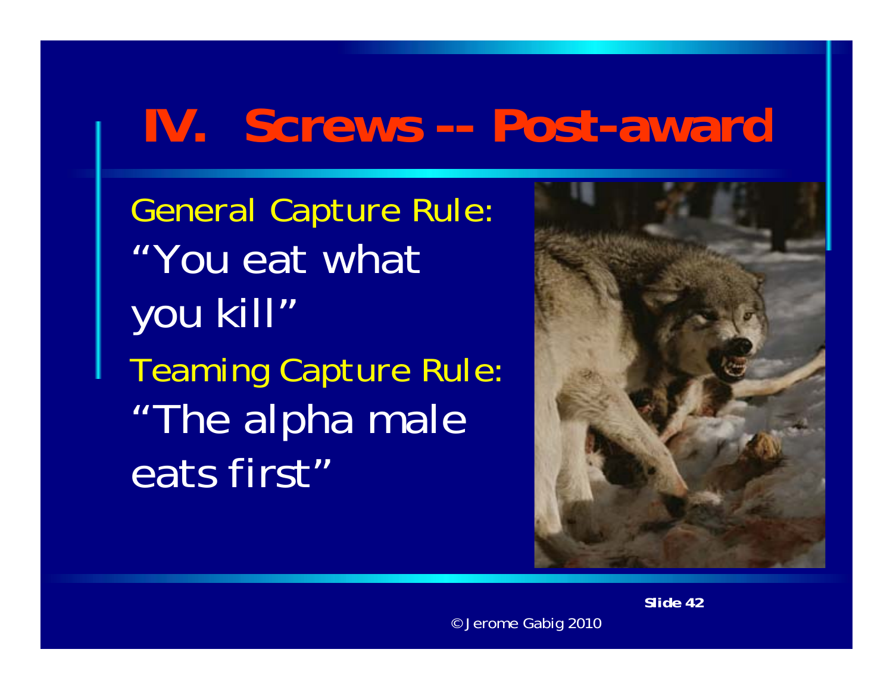# IV. Screws -- Post-award

General Capture Rule:
"You eat what you kill"

Teaming Capture Rule:
"The alpha male eats first"

© Jerome Gabig 2010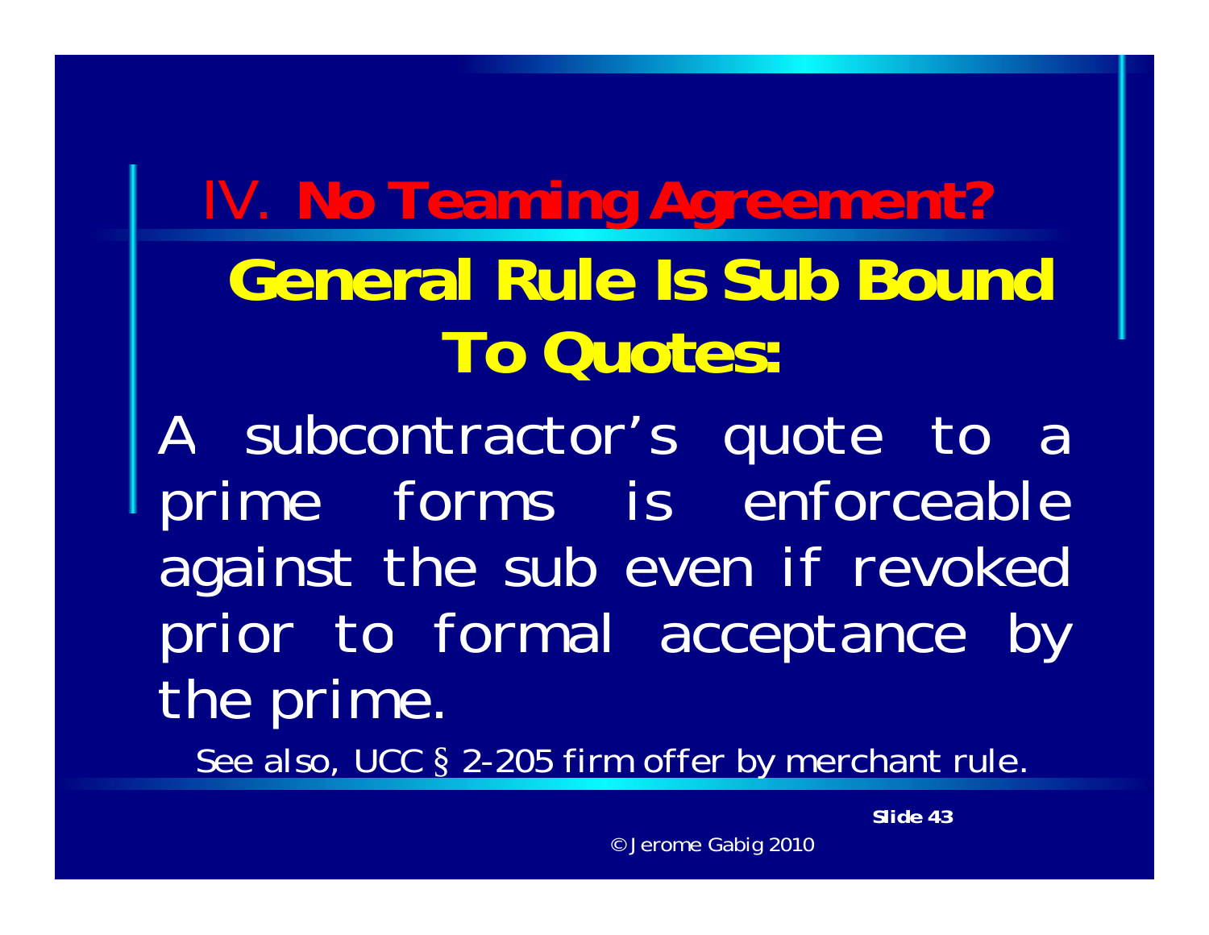# IV. **No Teaming Agreement?**

## **General Rule Is Sub Bound To Quotes:**

A subcontractor's quote to a prime forms is enforceable against the sub even if revoked prior to formal acceptance by the prime.

See also, UCC § 2-205 firm offer by merchant rule.

© Jerome Gabig 2010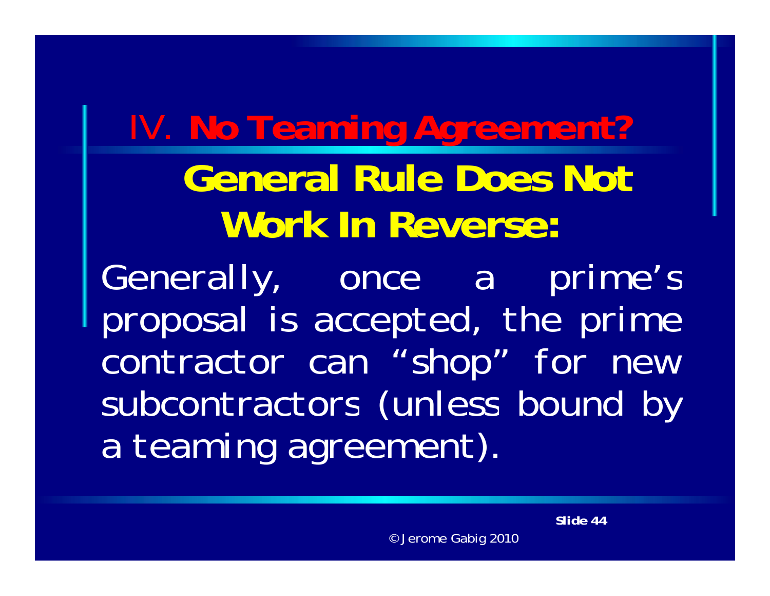# IV. No Teaming Agreement?

## General Rule Does Not Work In Reverse:

Generally, once a prime's proposal is accepted, the prime contractor can "shop" for new subcontractors (unless bound by a teaming agreement).

© Jerome Gabig 2010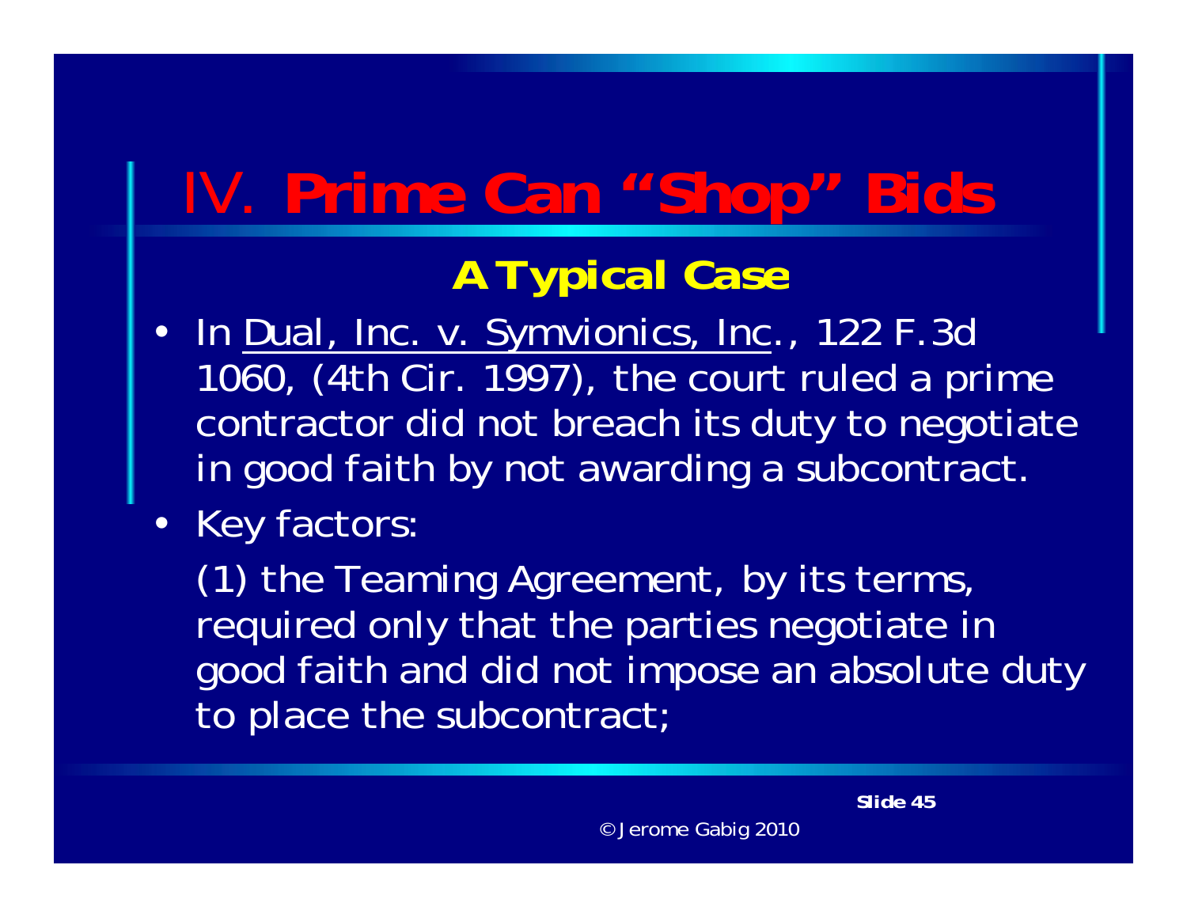# IV. **Prime Can "Shop" Bids**

## A Typical Case

- In Dual, Inc. v. Symvionics, Inc., 122 F.3d 1060, (4th Cir. 1997), the court ruled a prime contractor did not breach its duty to negotiate in good faith by not awarding a subcontract.
- Key factors:

  (1) the Teaming Agreement, by its terms, required only that the parties negotiate in good faith and did not impose an absolute duty to place the subcontract;

© Jerome Gabig 2010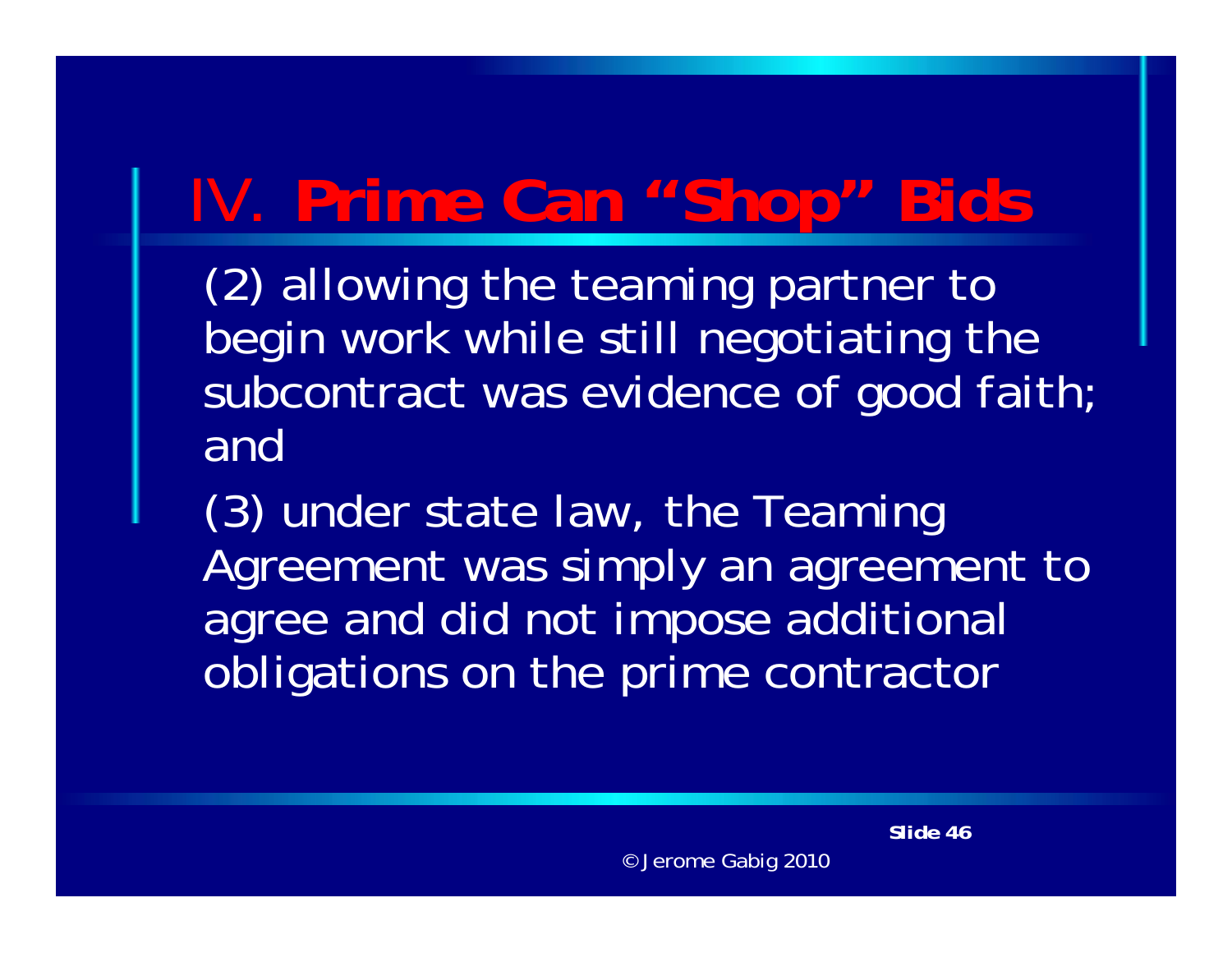# IV. **Prime Can "Shop" Bids**

(2) allowing the teaming partner to begin work while still negotiating the subcontract was evidence of good faith; and

(3) under state law, the Teaming Agreement was simply an agreement to agree and did not impose additional obligations on the prime contractor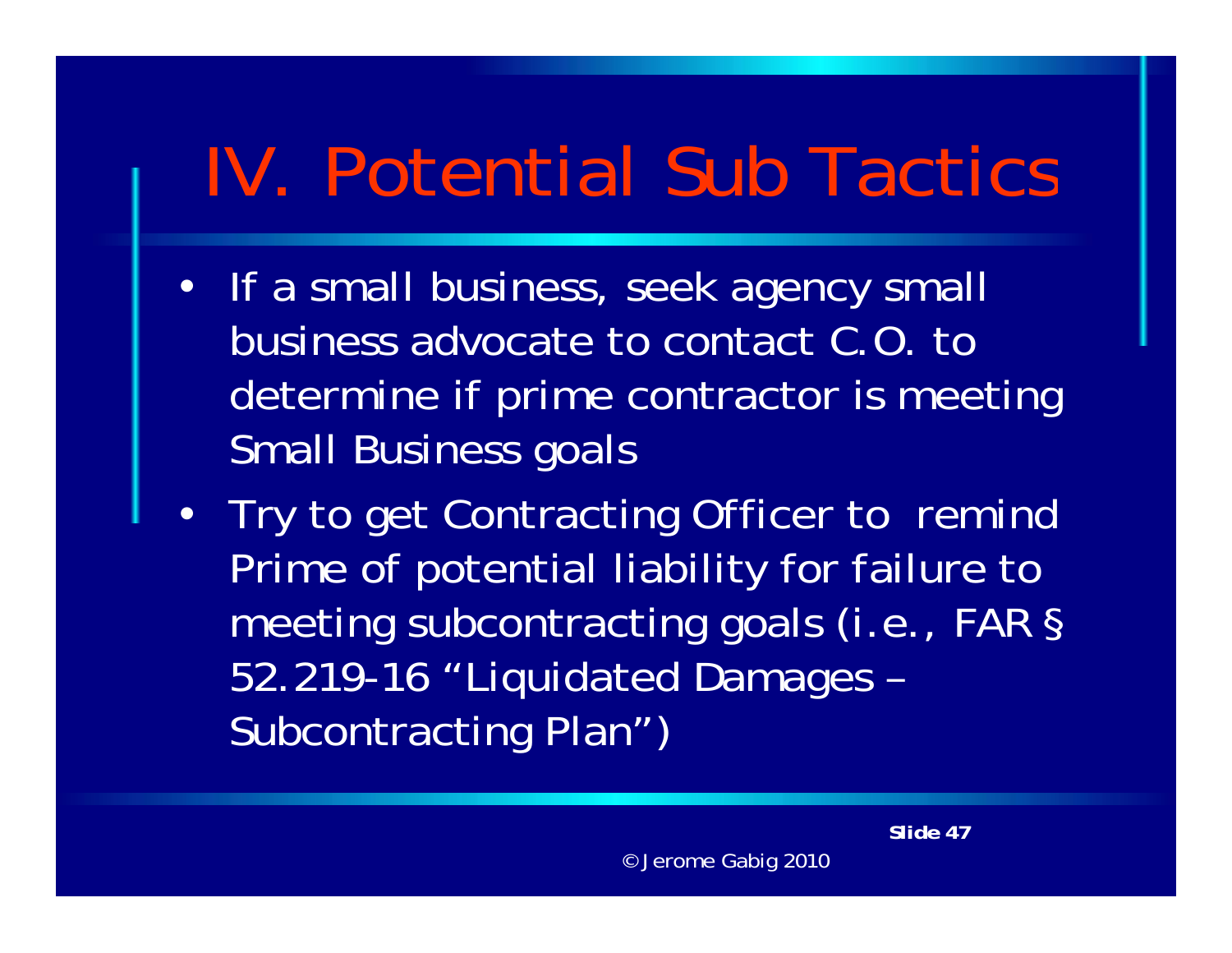# IV. Potential Sub Tactics

- If a small business, seek agency small business advocate to contact C.O. to determine if prime contractor is meeting Small Business goals
- Try to get Contracting Officer to remind Prime of potential liability for failure to meeting subcontracting goals (i.e., FAR § 52.219-16 "Liquidated Damages – Subcontracting Plan")

© Jerome Gabig 2010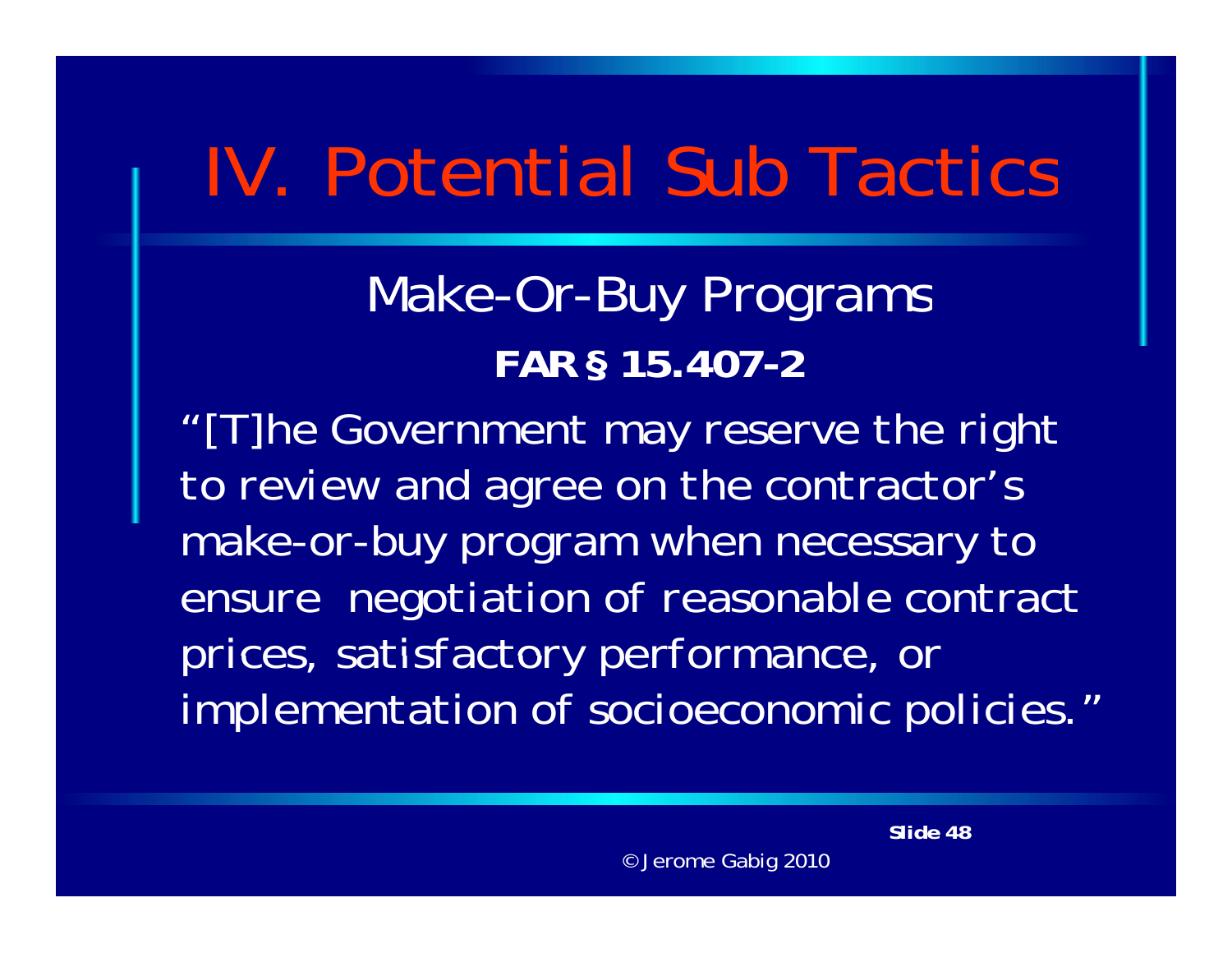# IV. Potential Sub Tactics

## Make-Or-Buy Programs

**FAR § 15.407-2**

"[T]he Government may reserve the right to review and agree on the contractor's make-or-buy program when necessary to ensure negotiation of reasonable contract prices, satisfactory performance, or implementation of socioeconomic policies."

© Jerome Gabig 2010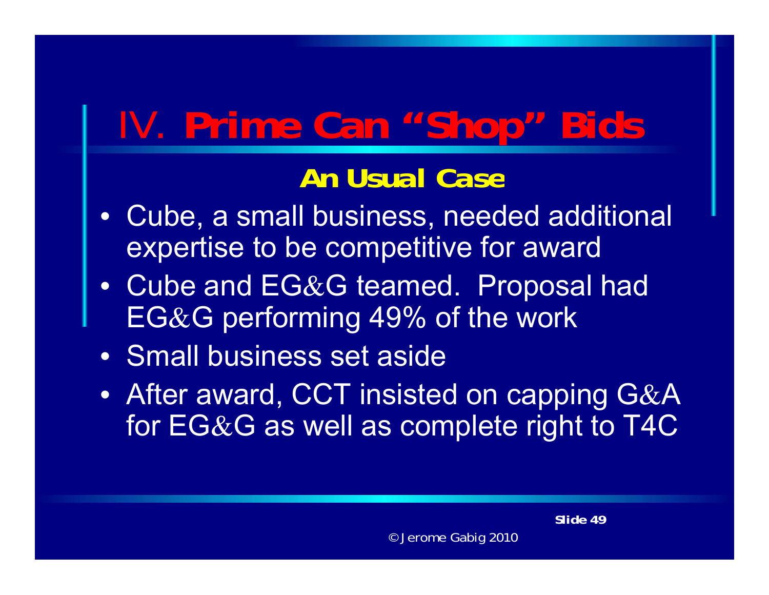# IV. Prime Can "Shop" Bids

## An Usual Case

- Cube, a small business, needed additional expertise to be competitive for award
- Cube and EG&G teamed. Proposal had EG&G performing 49% of the work
- Small business set aside
- After award, CCT insisted on capping G&A for EG&G as well as complete right to T4C

© Jerome Gabig 2010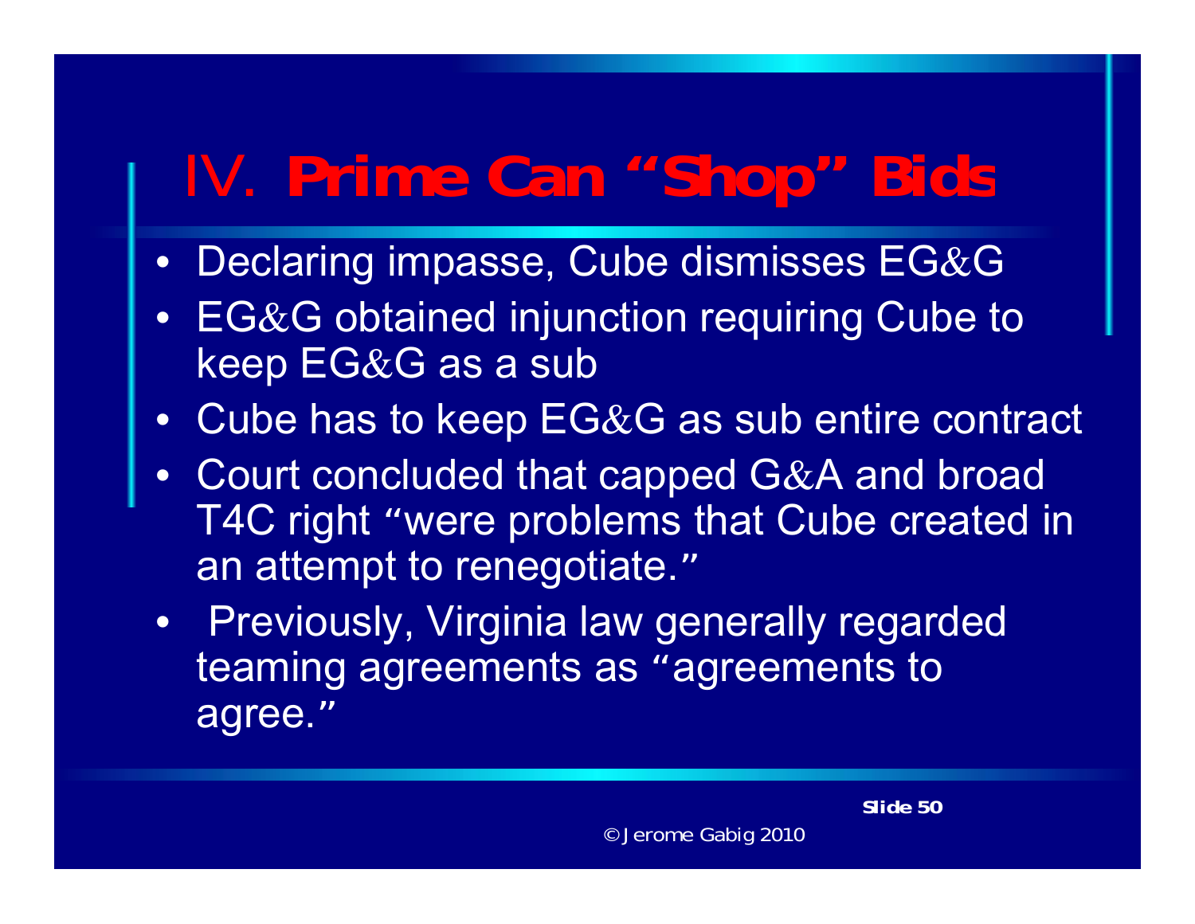# IV. Prime Can "Shop" Bids

- Declaring impasse, Cube dismisses EG&G
- EG&G obtained injunction requiring Cube to keep EG&G as a sub
- Cube has to keep EG&G as sub entire contract
- Court concluded that capped G&A and broad T4C right "were problems that Cube created in an attempt to renegotiate."
- Previously, Virginia law generally regarded teaming agreements as "agreements to agree."

© Jerome Gabig 2010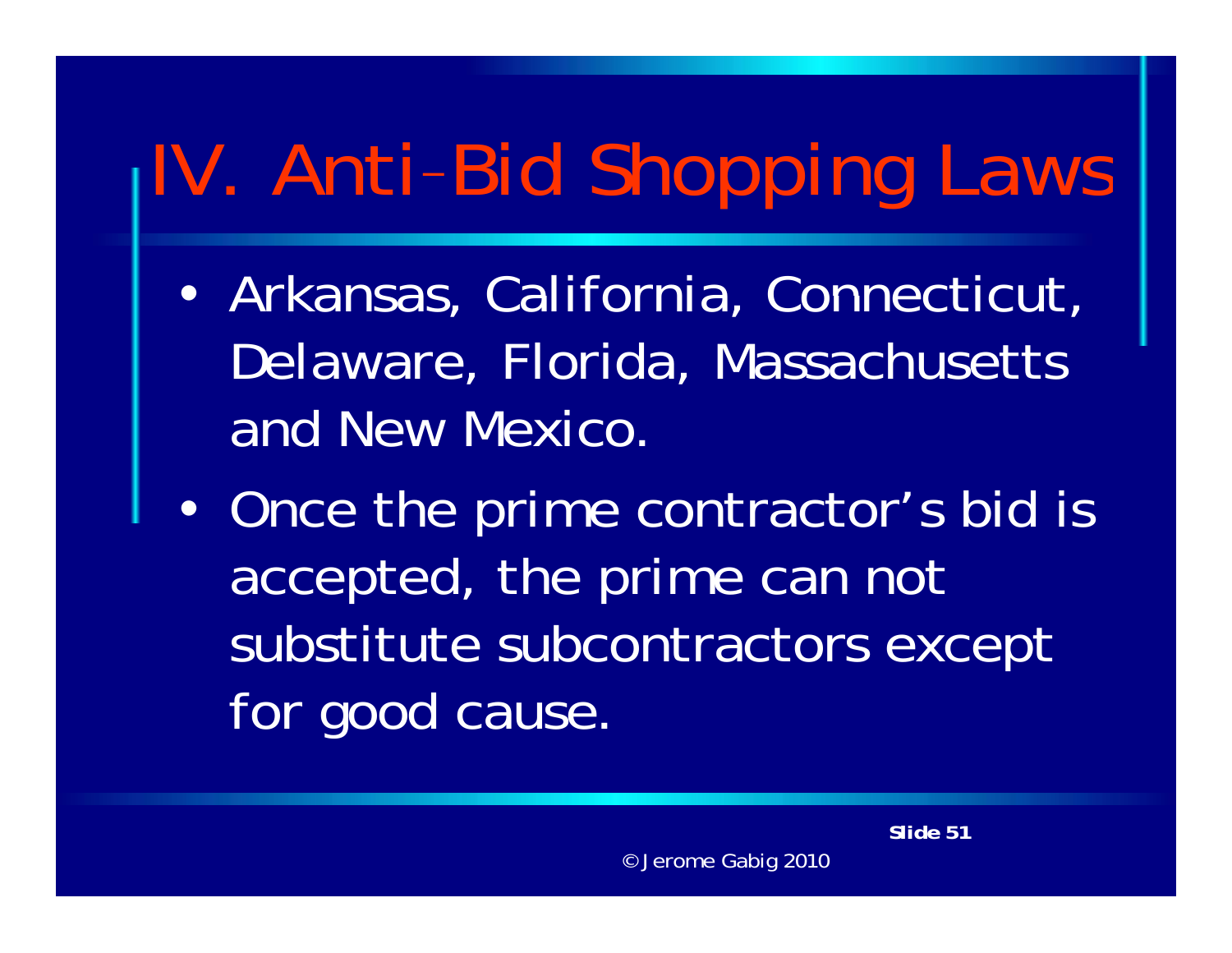# IV. Anti-Bid Shopping Laws

- Arkansas, California, Connecticut, Delaware, Florida, Massachusetts and New Mexico.
- Once the prime contractor's bid is accepted, the prime can not substitute subcontractors except for good cause.

© Jerome Gabig 2010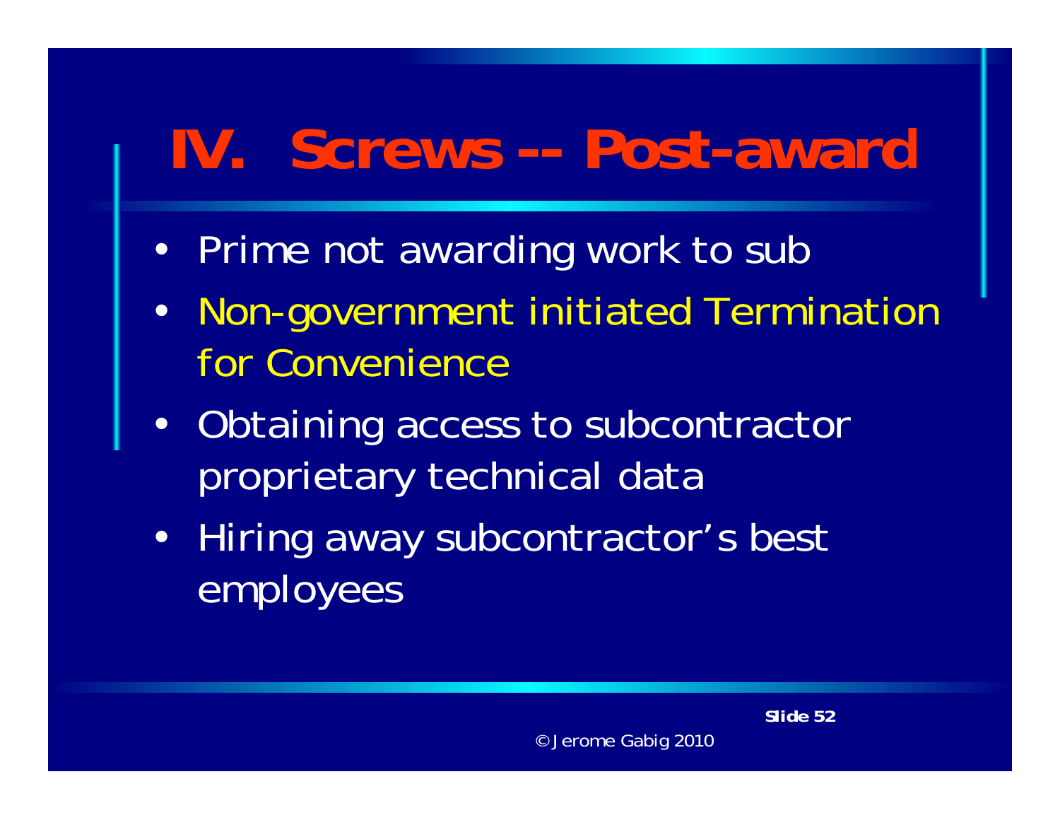# IV. Screws -- Post-award

- Prime not awarding work to sub
- Non-government initiated Termination for Convenience
- Obtaining access to subcontractor proprietary technical data
- Hiring away subcontractor's best employees

© Jerome Gabig 2010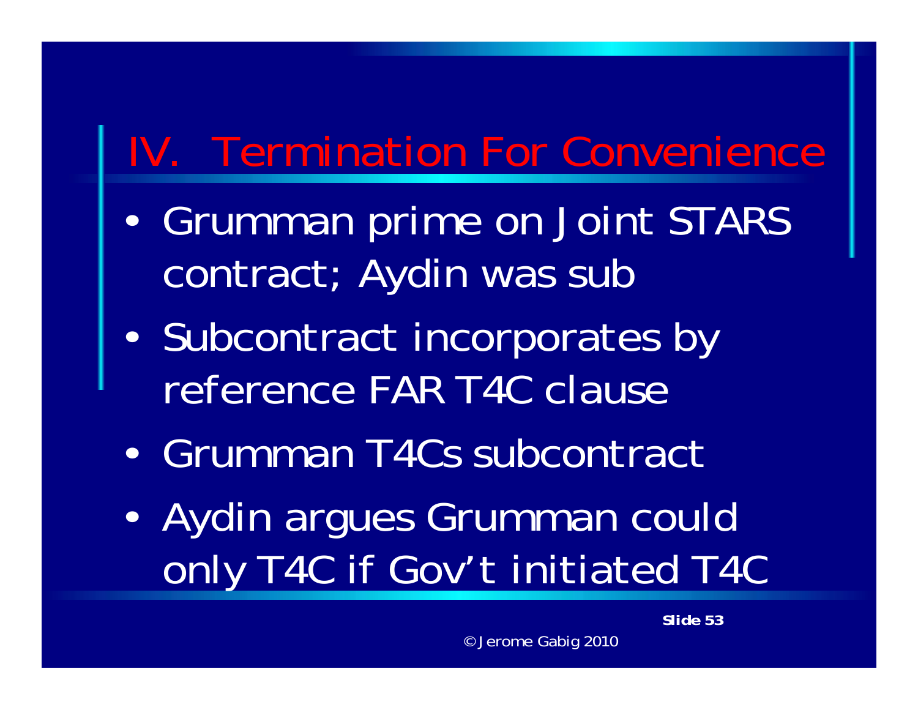# IV. Termination For Convenience

- Grumman prime on Joint STARS contract; Aydin was sub
- Subcontract incorporates by reference FAR T4C clause
- Grumman T4Cs subcontract
- Aydin argues Grumman could only T4C if Gov't initiated T4C

© Jerome Gabig 2010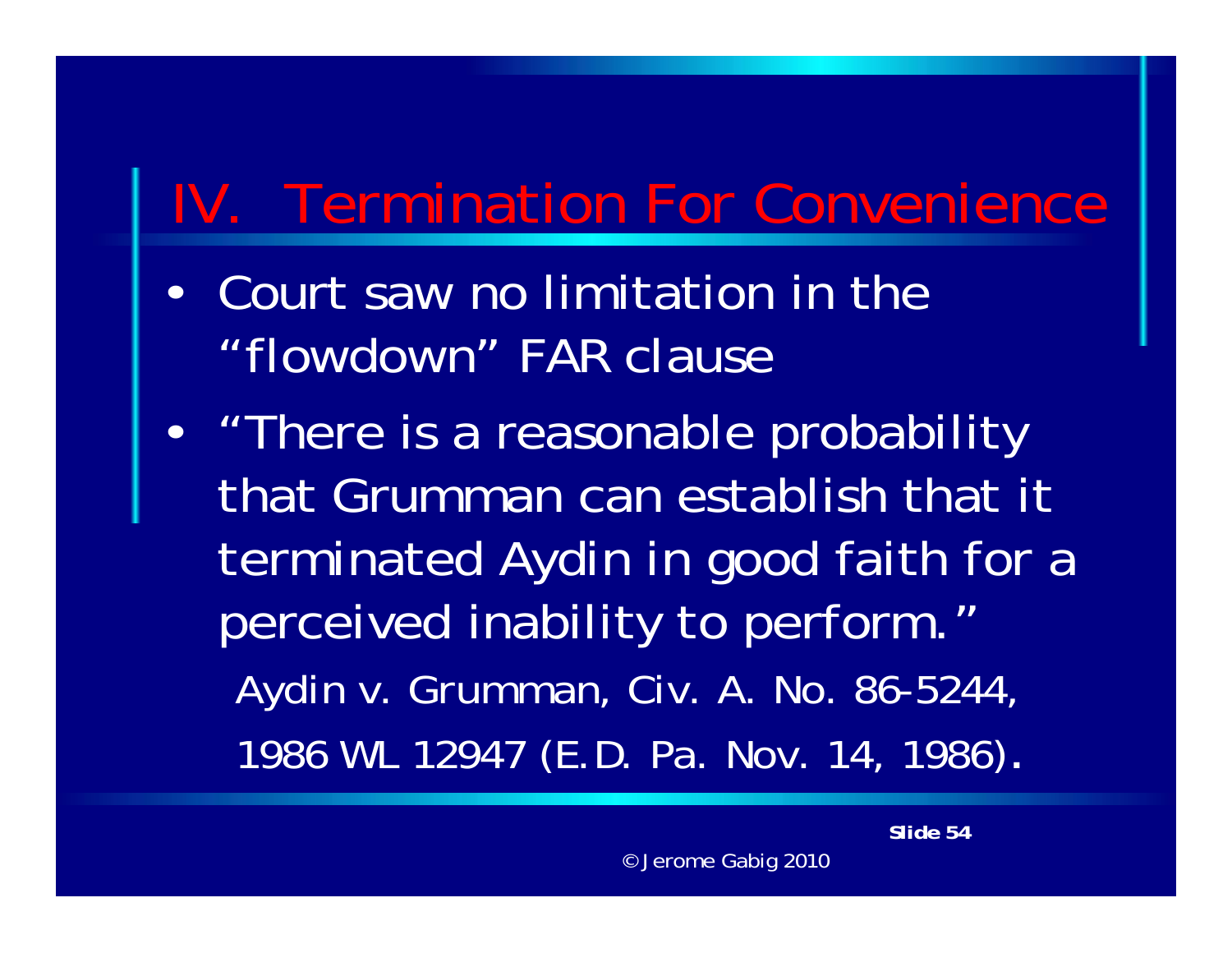# IV. Termination For Convenience

- Court saw no limitation in the "flowdown" FAR clause
- "There is a reasonable probability that Grumman can establish that it terminated Aydin in good faith for a perceived inability to perform."

  Aydin v. Grumman, Civ. A. No. 86-5244, 1986 WL 12947 (E.D. Pa. Nov. 14, 1986).

© Jerome Gabig 2010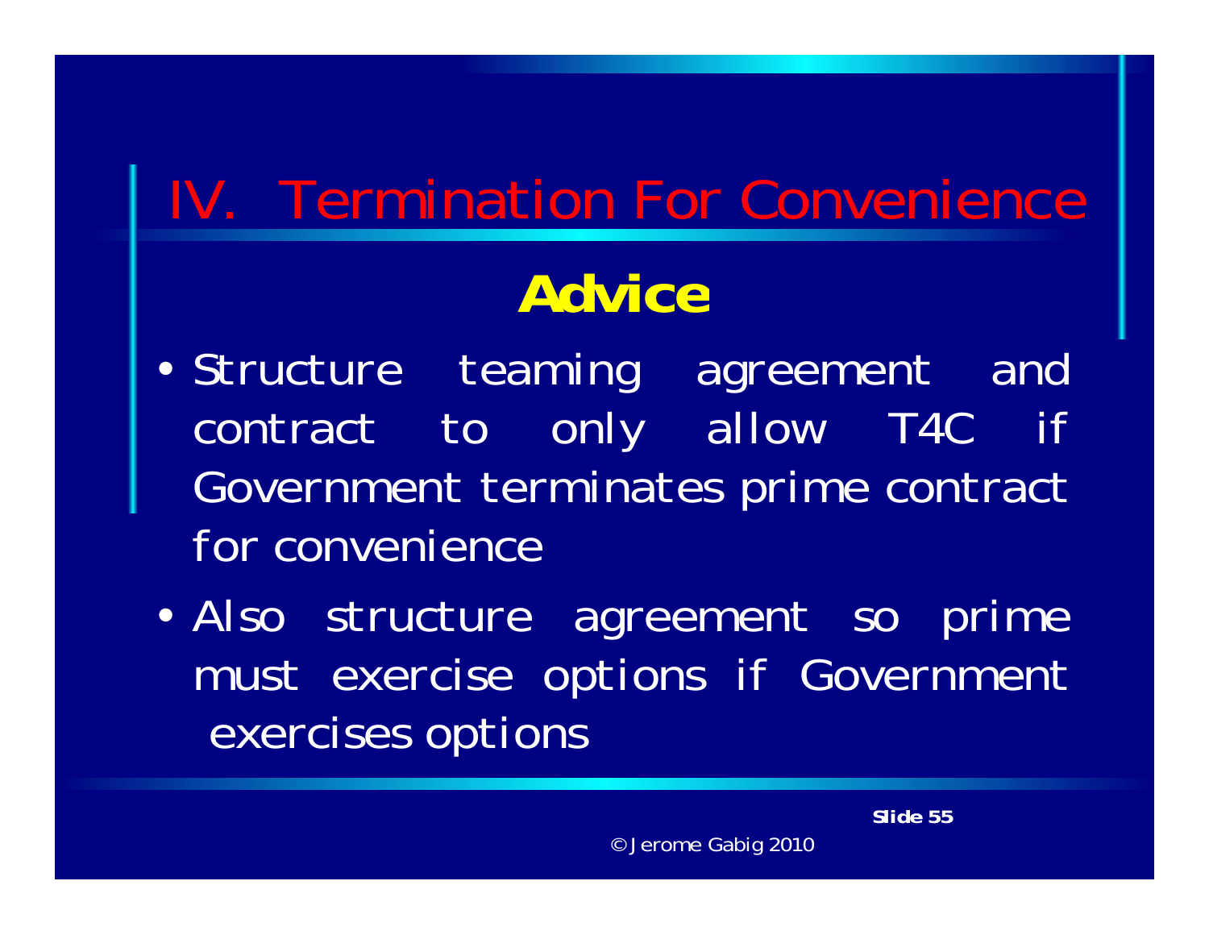# IV. Termination For Convenience

## Advice

- Structure teaming agreement and contract to only allow T4C if Government terminates prime contract for convenience
- Also structure agreement so prime must exercise options if Government exercises options

© Jerome Gabig 2010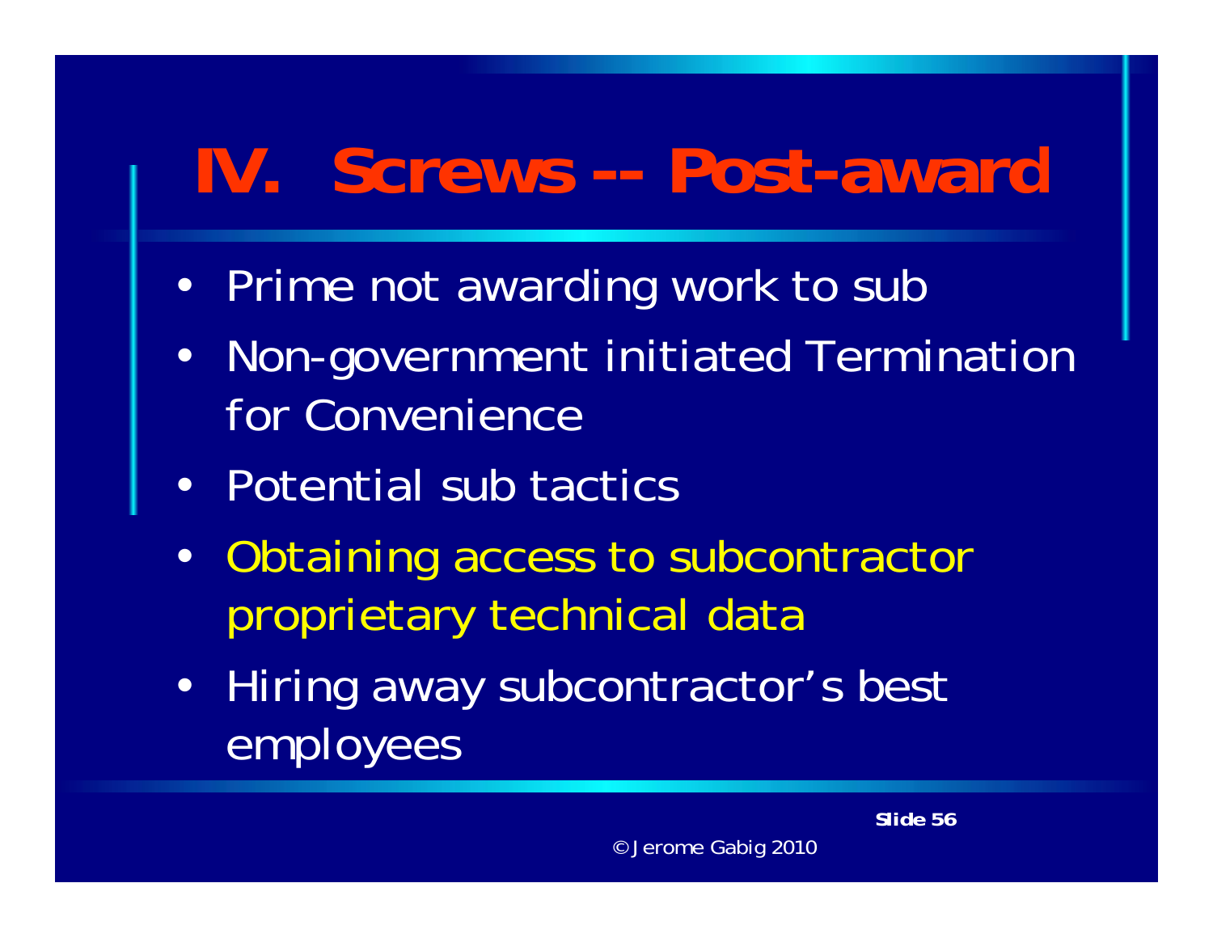# IV. Screws -- Post-award

- Prime not awarding work to sub
- Non-government initiated Termination for Convenience
- Potential sub tactics
- Obtaining access to subcontractor proprietary technical data
- Hiring away subcontractor's best employees

© Jerome Gabig 2010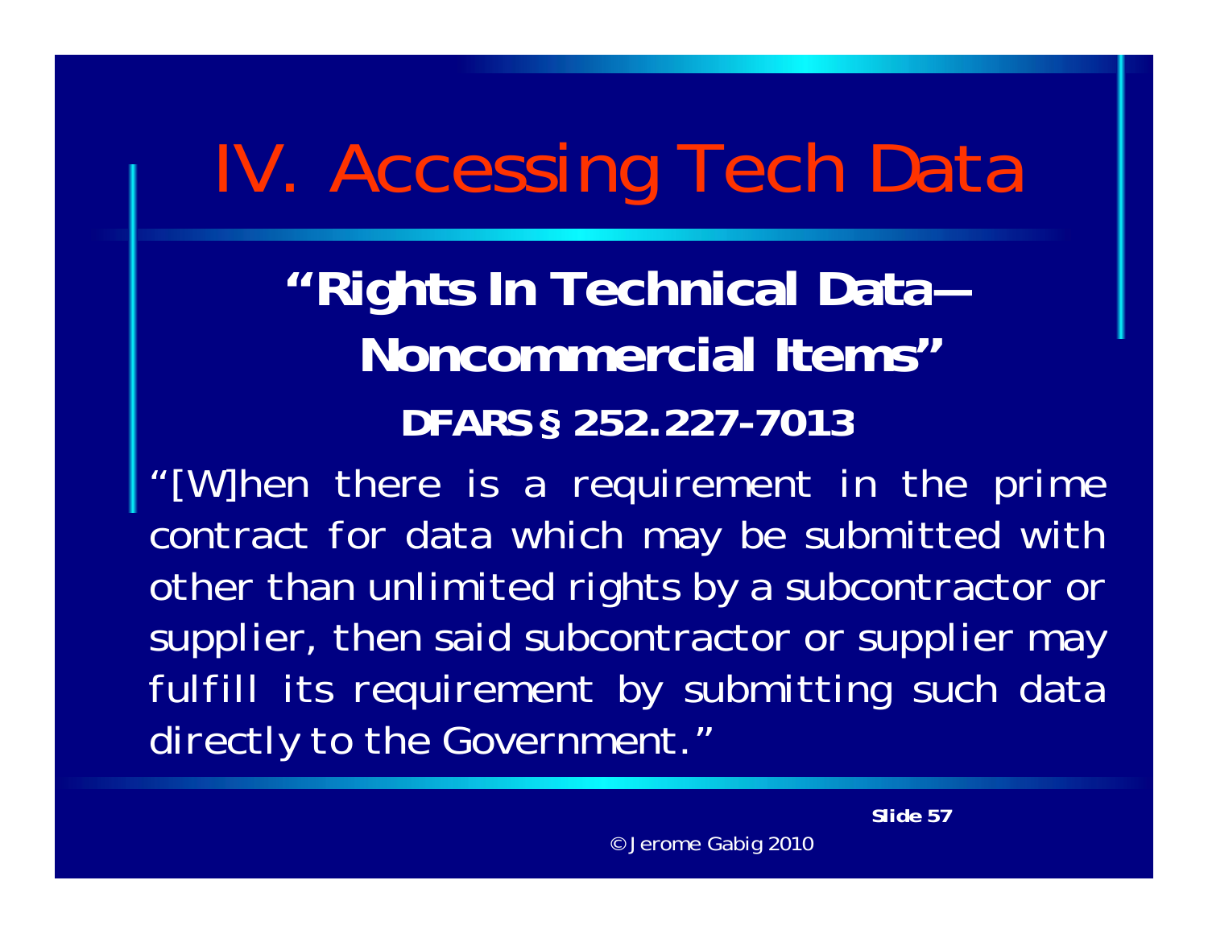# IV. Accessing Tech Data

## "Rights In Technical Data— Noncommercial Items"

### DFARS § 252.227-7013

"[W]hen there is a requirement in the prime contract for data which may be submitted with other than unlimited rights by a subcontractor or supplier, then said subcontractor or supplier may fulfill its requirement by submitting such data directly to the Government."

© Jerome Gabig 2010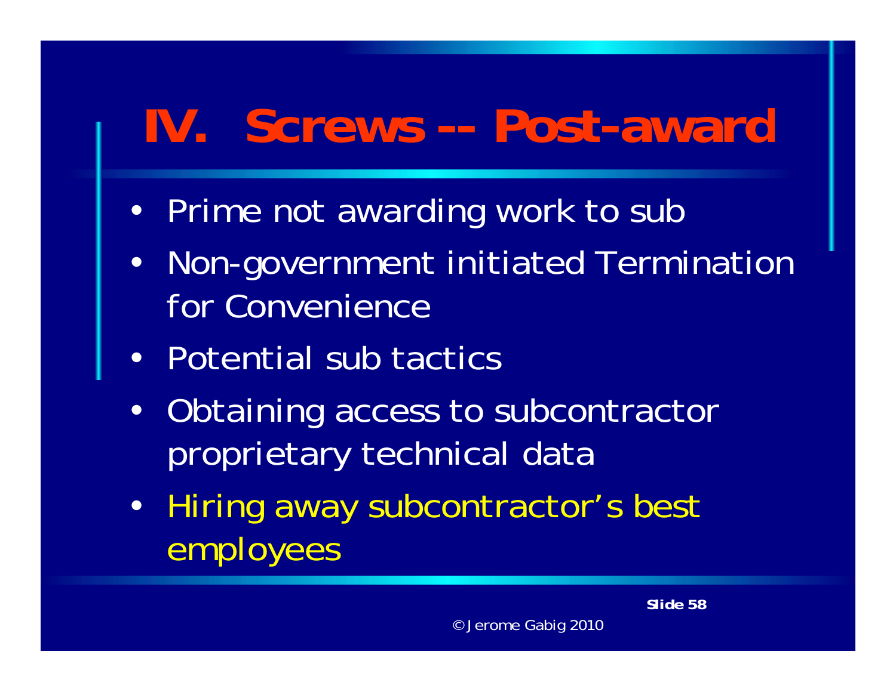# IV. Screws -- Post-award

- Prime not awarding work to sub
- Non-government initiated Termination for Convenience
- Potential sub tactics
- Obtaining access to subcontractor proprietary technical data
- Hiring away subcontractor's best employees

© Jerome Gabig 2010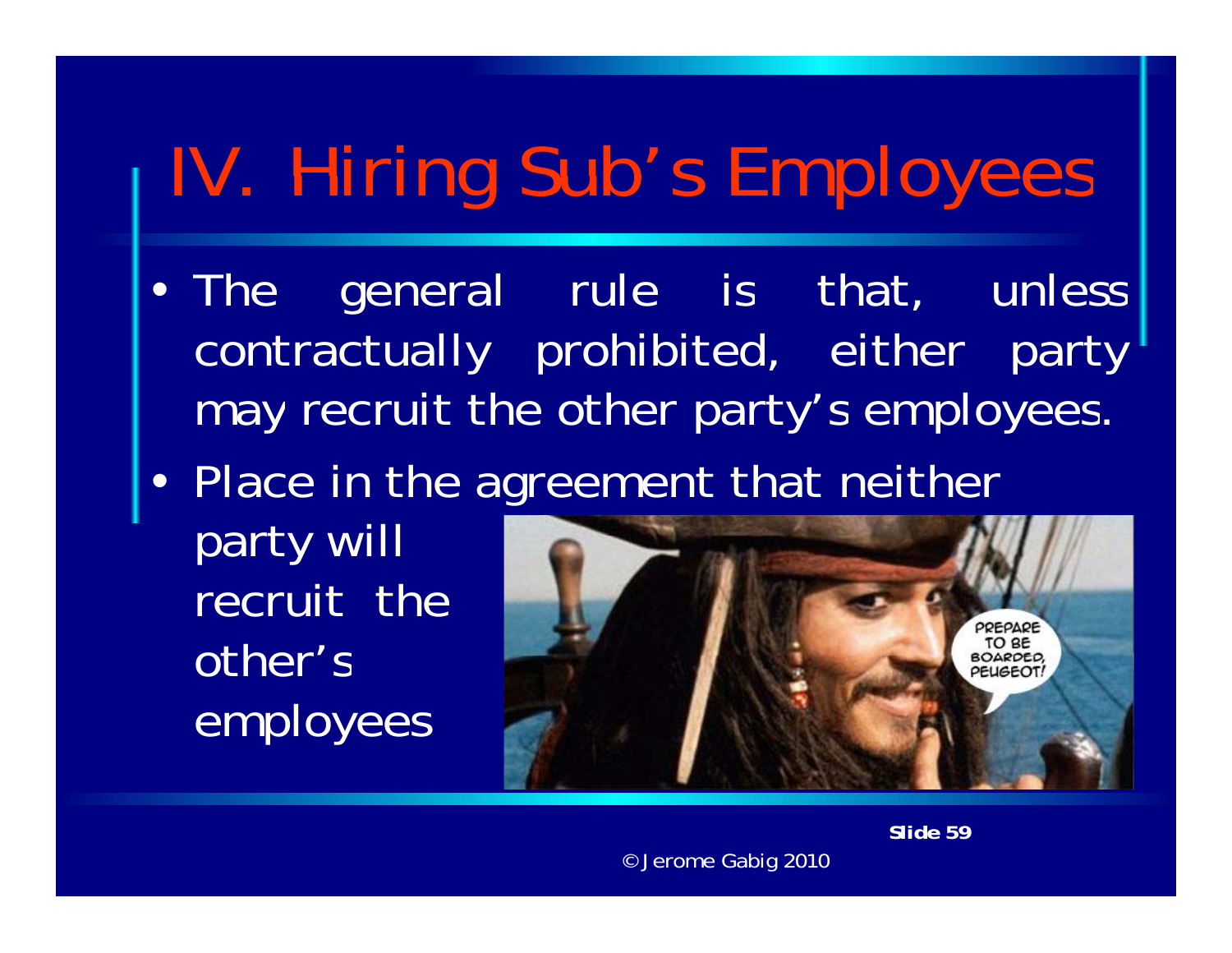# IV. Hiring Sub's Employees

- The general rule is that, unless contractually prohibited, either party may recruit the other party's employees.
- Place in the agreement that neither party will recruit the other's employees

© Jerome Gabig 2010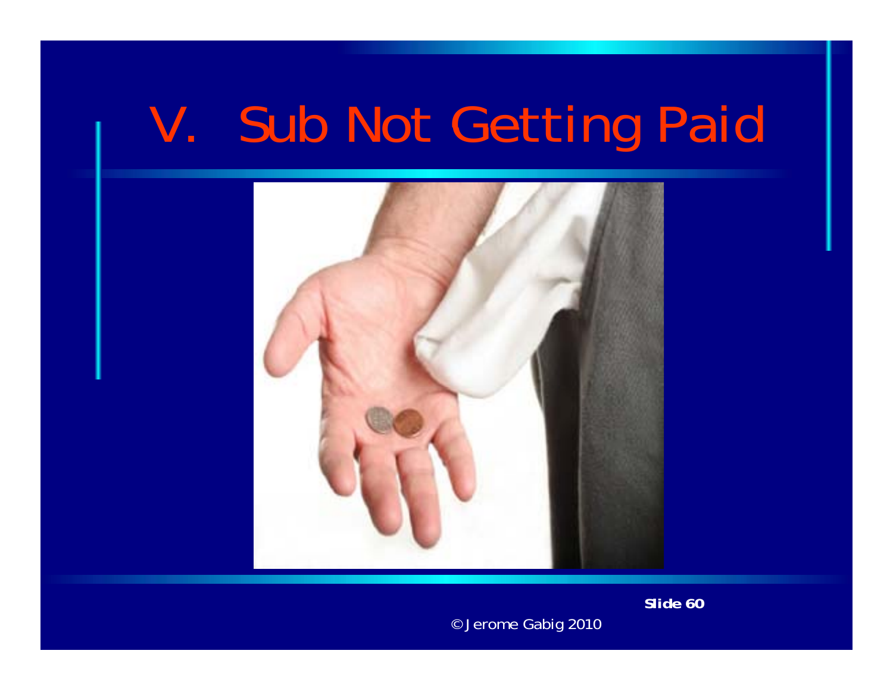# V. Sub Not Getting Paid

© Jerome Gabig 2010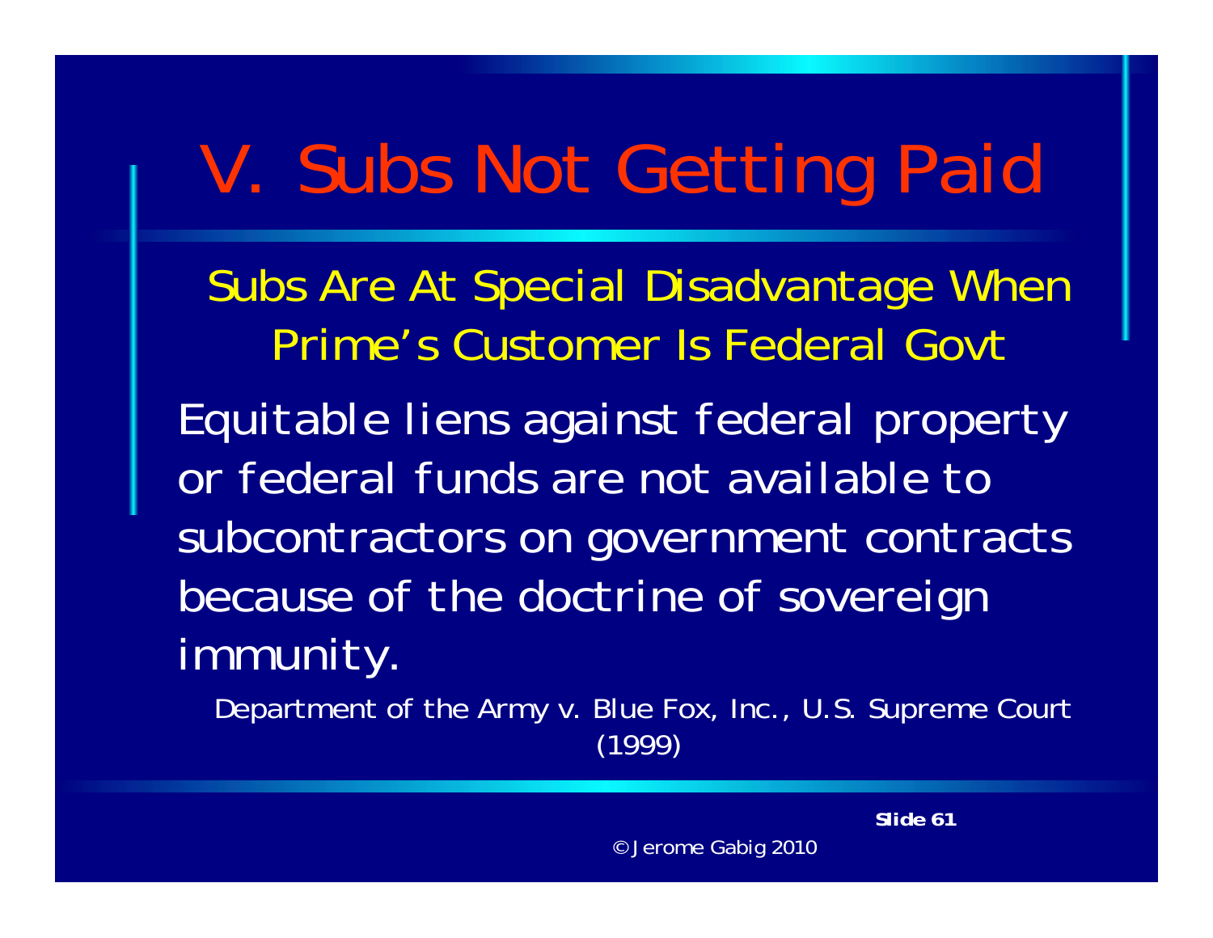# V. Subs Not Getting Paid

## Subs Are At Special Disadvantage When Prime's Customer Is Federal Govt

Equitable liens against federal property or federal funds are not available to subcontractors on government contracts because of the doctrine of sovereign immunity.

Department of the Army v. Blue Fox, Inc., U.S. Supreme Court (1999)

© Jerome Gabig 2010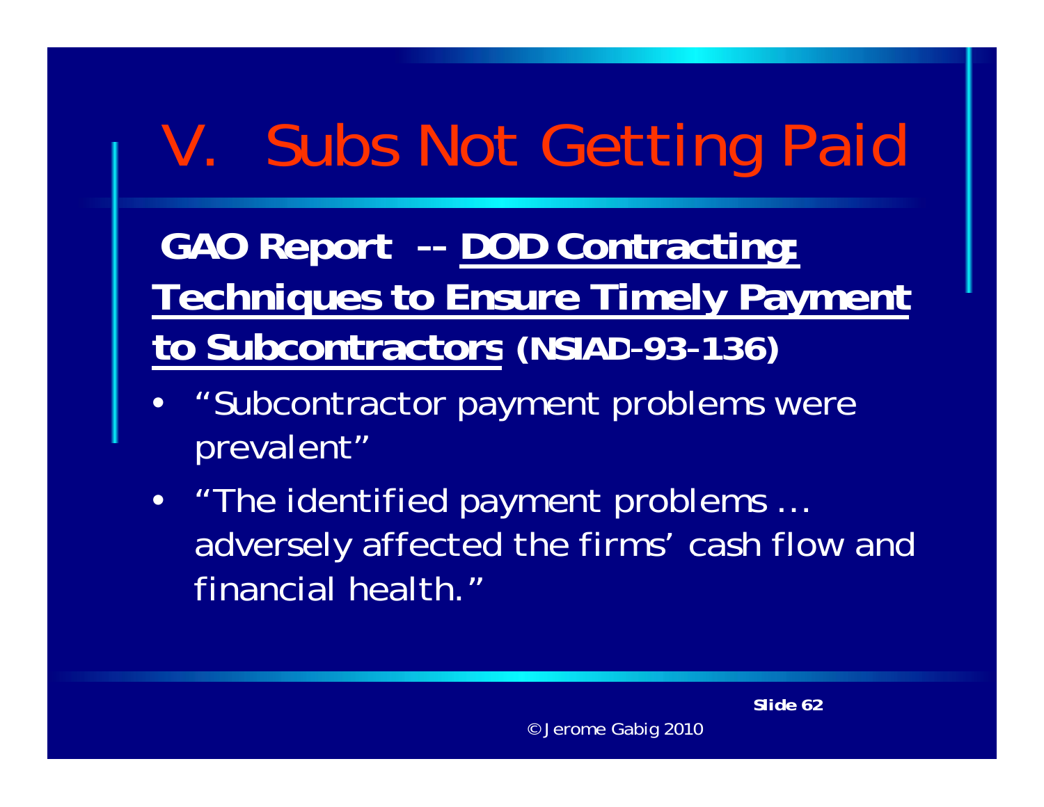# V. Subs Not Getting Paid

**GAO Report -- <u>DOD Contracting: Techniques to Ensure Timely Payment to Subcontractors</u> (NSIAD-93-136)**

- "Subcontractor payment problems were prevalent"
- "The identified payment problems … adversely affected the firms' cash flow and financial health."

© Jerome Gabig 2010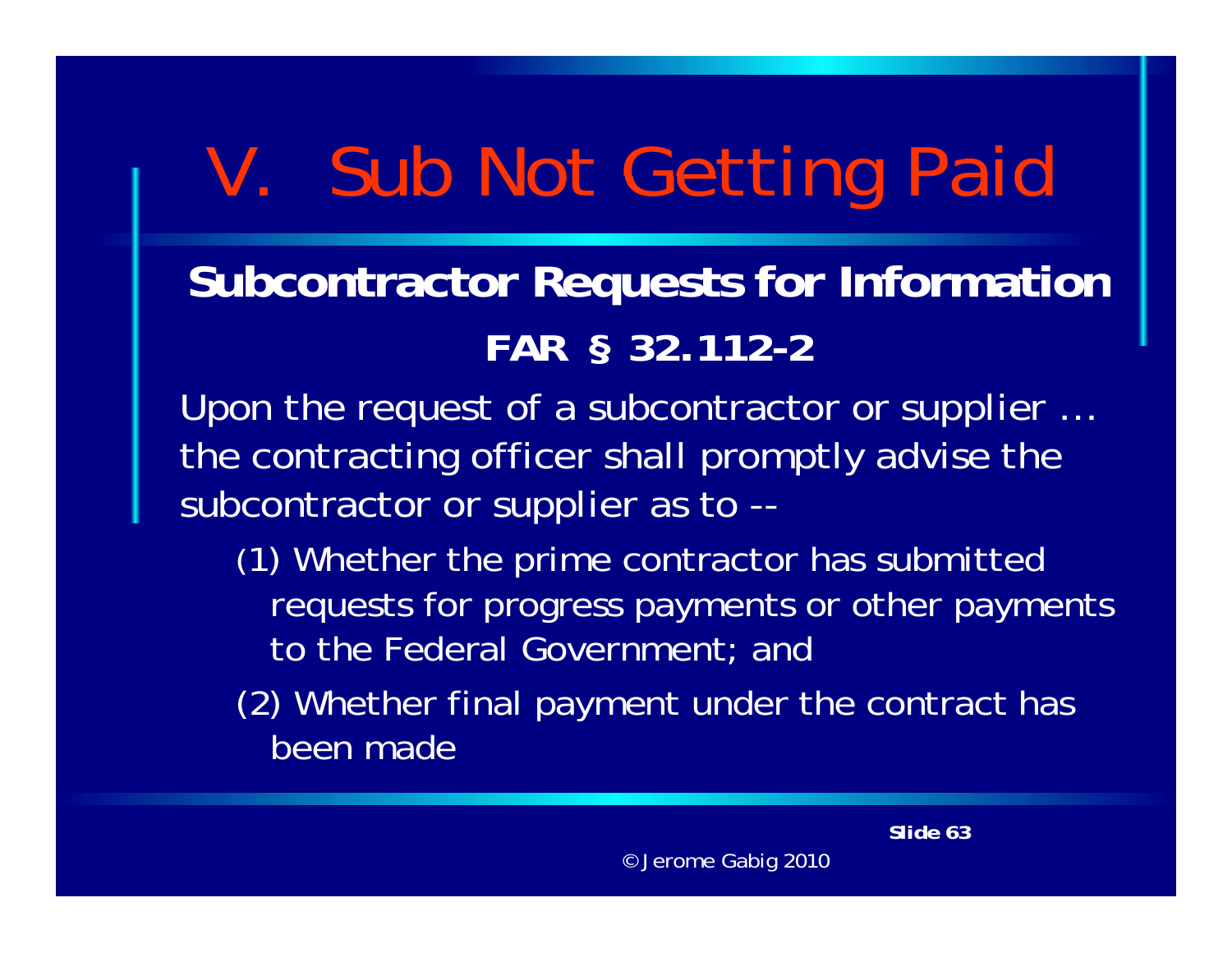# V. Sub Not Getting Paid

## Subcontractor Requests for Information

### FAR § 32.112-2

Upon the request of a subcontractor or supplier … the contracting officer shall promptly advise the subcontractor or supplier as to --

(1) Whether the prime contractor has submitted requests for progress payments or other payments to the Federal Government; and

(2) Whether final payment under the contract has been made

© Jerome Gabig 2010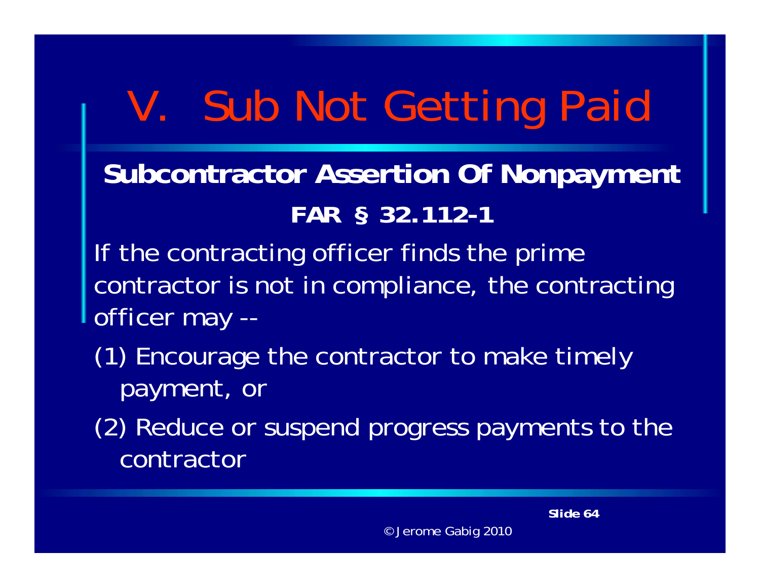# V. Sub Not Getting Paid

## Subcontractor Assertion Of Nonpayment

### FAR § 32.112-1

If the contracting officer finds the prime contractor is not in compliance, the contracting officer may --

(1) Encourage the contractor to make timely payment, or

(2) Reduce or suspend progress payments to the contractor

© Jerome Gabig 2010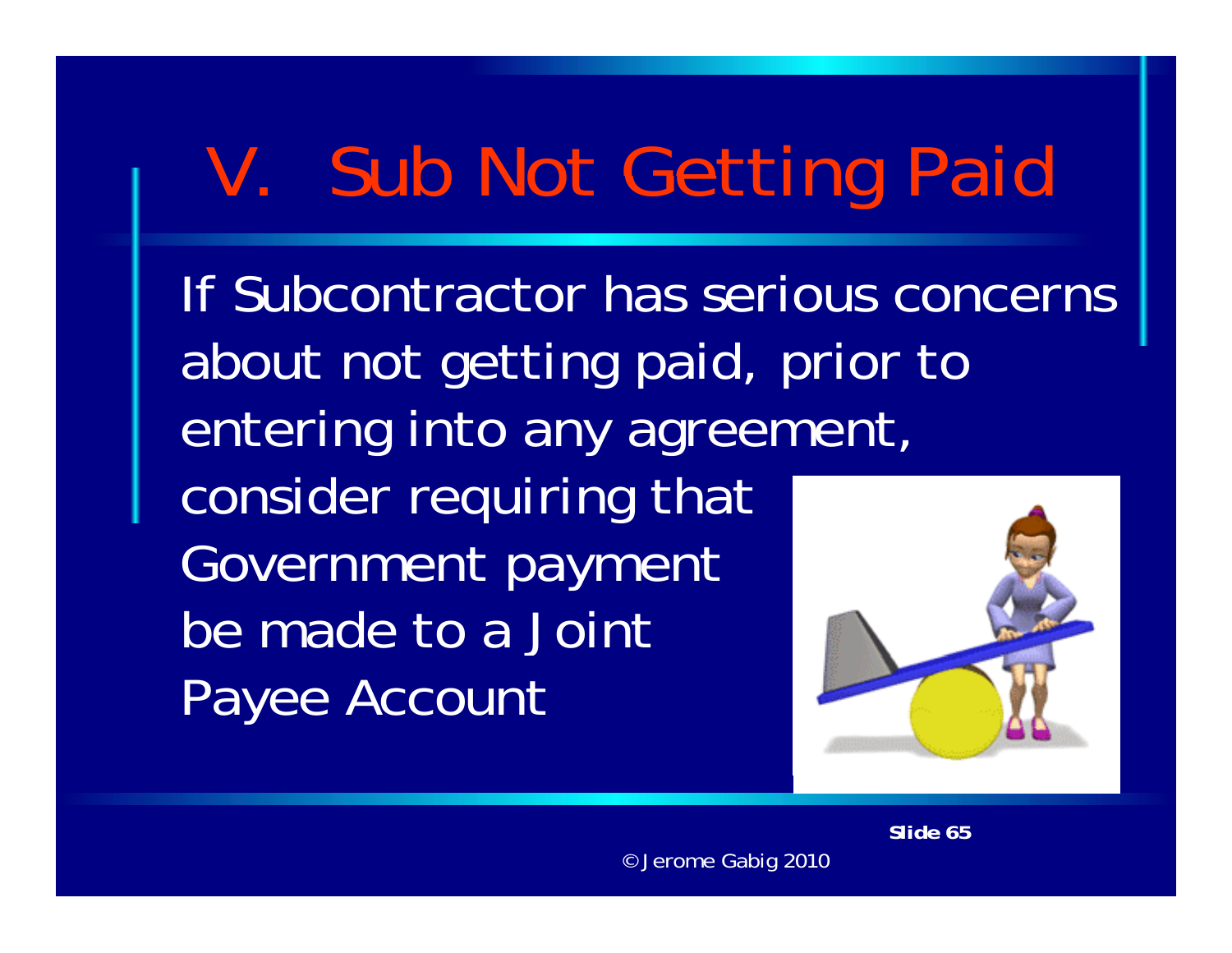# V. Sub Not Getting Paid

If Subcontractor has serious concerns about not getting paid, prior to entering into any agreement, consider requiring that Government payment be made to a Joint Payee Account

© Jerome Gabig 2010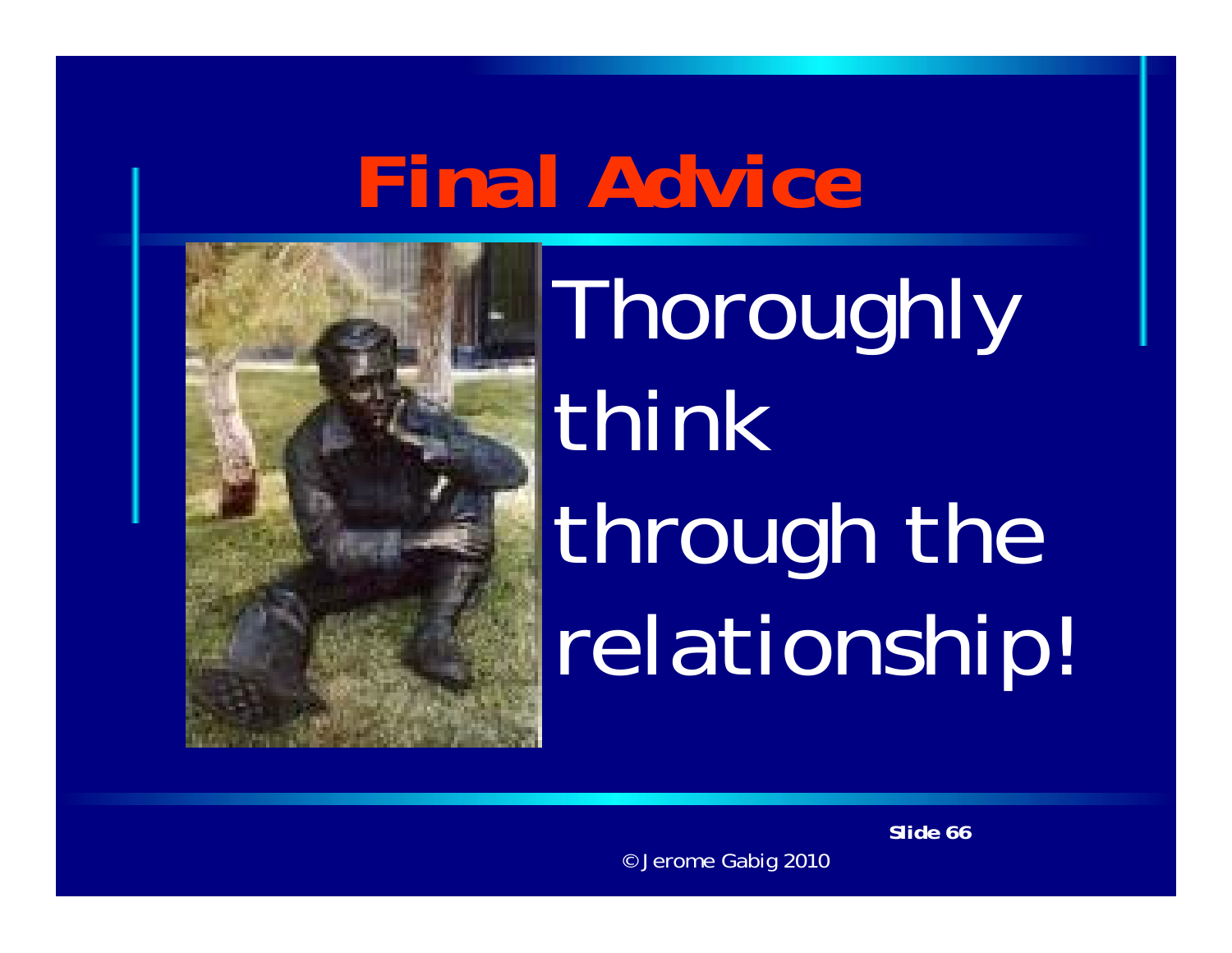# Final Advice

Thoroughly think through the relationship!

© Jerome Gabig 2010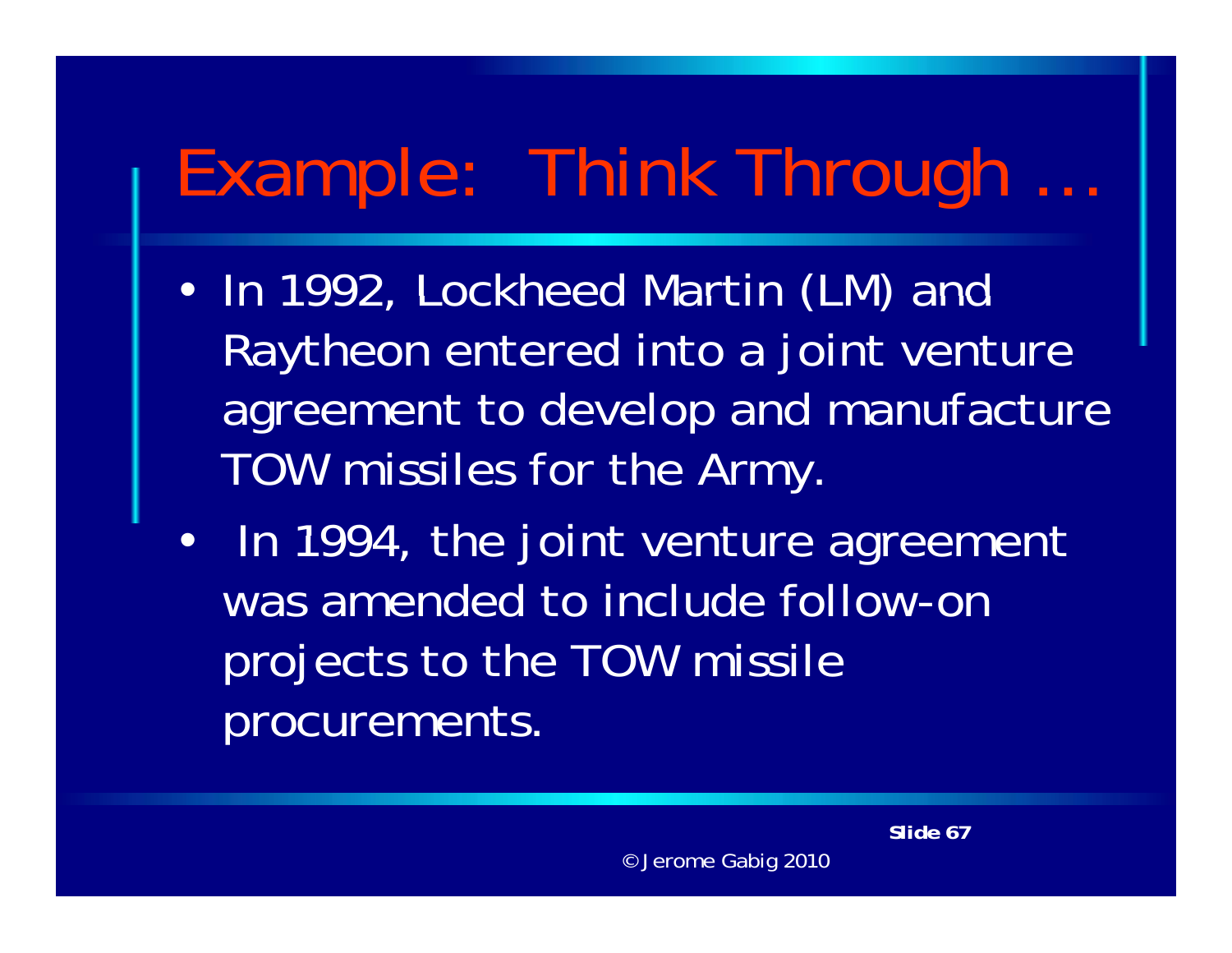# Example: Think Through …

- In 1992, Lockheed Martin (LM) and Raytheon entered into a joint venture agreement to develop and manufacture TOW missiles for the Army.
- In 1994, the joint venture agreement was amended to include follow-on projects to the TOW missile procurements.

© Jerome Gabig 2010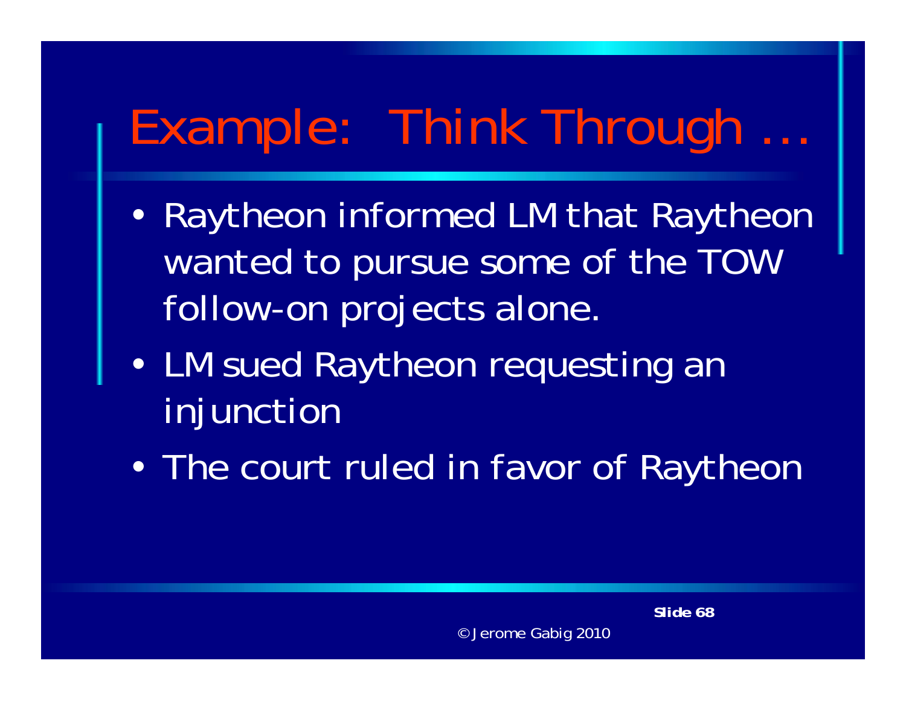# Example: Think Through …

- Raytheon informed LM that Raytheon wanted to pursue some of the TOW follow-on projects alone.
- LM sued Raytheon requesting an injunction
- The court ruled in favor of Raytheon

© Jerome Gabig 2010